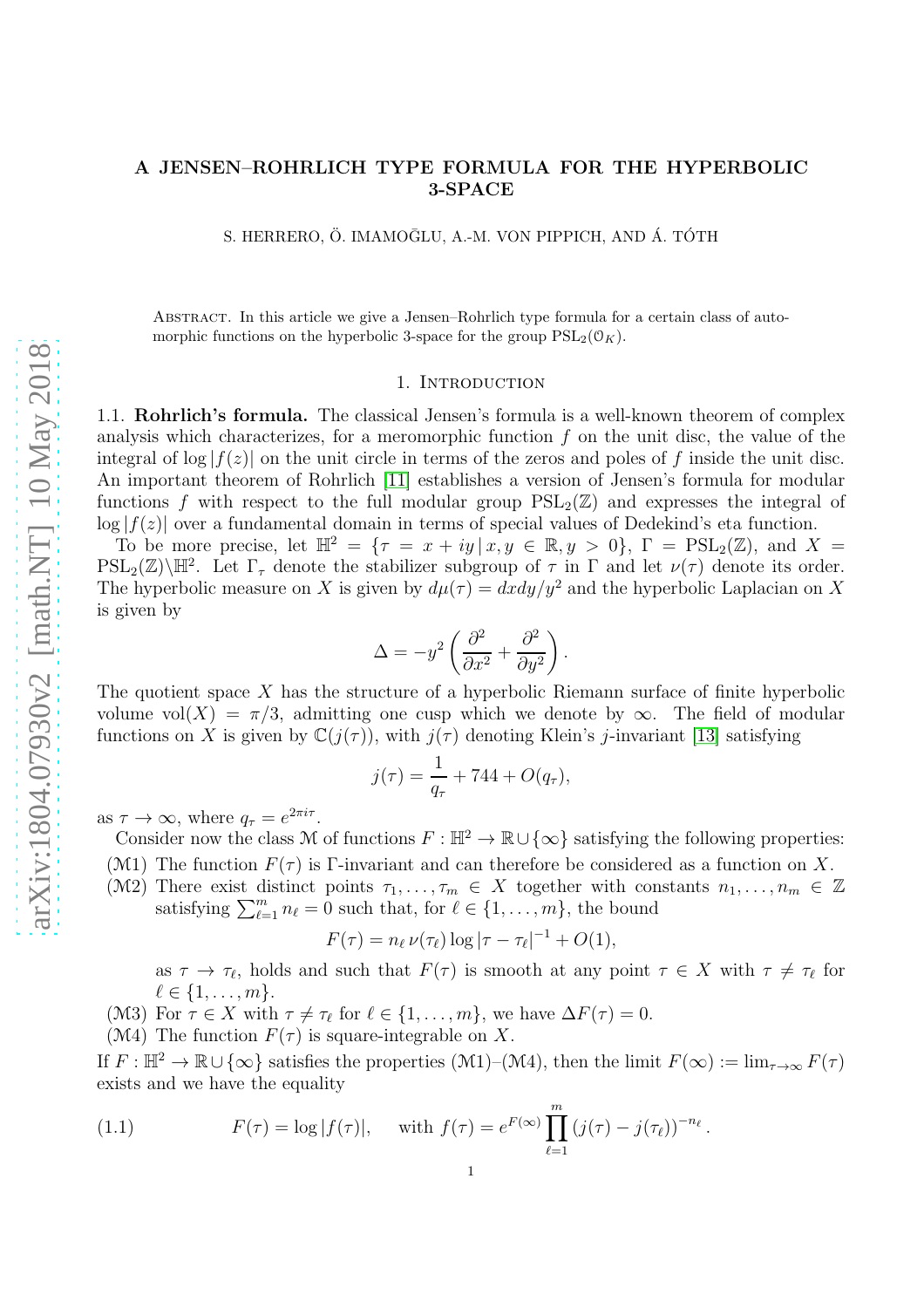# A JENSEN–ROHRLICH TYPE FORMULA FOR THE HYPERBOLIC 3-SPACE

S. HERRERO, Ö. IMAMOḠLU, A.-M. VON PIPPICH, AND Á. TÓTH

Abstract. In this article we give a Jensen–Rohrlich type formula for a certain class of automorphic functions on the hyperbolic 3-space for the group $\mathrm{PSL}_2(\mathcal{O}_K)$.

## 1. Introduction

**1.1. Rohrlich's formula.** The classical Jensen's formula is a well-known theorem of complex analysis which characterizes, for a meromorphic function $f$ on the unit disc, the value of the integral of $\log|f(z)|$ on the unit circle in terms of the zeros and poles of $f$ inside the unit disc. An important theorem of Rohrlich [11] establishes a version of Jensen's formula for modular functions $f$ with respect to the full modular group $\mathrm{PSL}_2(\mathbb{Z})$ and expresses the integral of $\log|f(z)|$ over a fundamental domain in terms of special values of Dedekind's eta function.

To be more precise, let $\mathbb{H}^2 = \{\tau = x + iy \,|\, x, y \in \mathbb{R}, y > 0\}$, $\Gamma = \mathrm{PSL}_2(\mathbb{Z})$, and $X = \mathrm{PSL}_2(\mathbb{Z})\backslash\mathbb{H}^2$. Let $\Gamma_\tau$ denote the stabilizer subgroup of $\tau$ in $\Gamma$ and let $\nu(\tau)$ denote its order. The hyperbolic measure on $X$ is given by $d\mu(\tau) = dxdy/y^2$ and the hyperbolic Laplacian on $X$ is given by

$$\Delta = -y^2\left(\frac{\partial^2}{\partial x^2} + \frac{\partial^2}{\partial y^2}\right).$$

The quotient space $X$ has the structure of a hyperbolic Riemann surface of finite hyperbolic volume $\mathrm{vol}(X) = \pi/3$, admitting one cusp which we denote by $\infty$. The field of modular functions on $X$ is given by $\mathbb{C}(j(\tau))$, with $j(\tau)$ denoting Klein's $j$-invariant [13] satisfying

$$j(\tau) = \frac{1}{q_\tau} + 744 + O(q_\tau),$$

as $\tau \to \infty$, where $q_\tau = e^{2\pi i\tau}$.

Consider now the class $\mathcal{M}$ of functions $F : \mathbb{H}^2 \to \mathbb{R} \cup \{\infty\}$ satisfying the following properties:

($\mathcal{M}$1) The function $F(\tau)$ is $\Gamma$-invariant and can therefore be considered as a function on $X$.

($\mathcal{M}$2) There exist distinct points $\tau_1, \ldots, \tau_m \in X$ together with constants $n_1, \ldots, n_m \in \mathbb{Z}$ satisfying $\sum_{\ell=1}^m n_\ell = 0$ such that, for $\ell \in \{1, \ldots, m\}$, the bound

$$F(\tau) = n_\ell\,\nu(\tau_\ell)\log|\tau - \tau_\ell|^{-1} + O(1),$$

as $\tau \to \tau_\ell$, holds and such that $F(\tau)$ is smooth at any point $\tau \in X$ with $\tau \neq \tau_\ell$ for $\ell \in \{1, \ldots, m\}$.

($\mathcal{M}$3) For $\tau \in X$ with $\tau \neq \tau_\ell$ for $\ell \in \{1, \ldots, m\}$, we have $\Delta F(\tau) = 0$.

($\mathcal{M}$4) The function $F(\tau)$ is square-integrable on $X$.

If $F : \mathbb{H}^2 \to \mathbb{R} \cup \{\infty\}$ satisfies the properties ($\mathcal{M}$1)–($\mathcal{M}$4), then the limit $F(\infty) := \lim_{\tau\to\infty} F(\tau)$ exists and we have the equality

$$F(\tau) = \log|f(\tau)|, \quad \text{with } f(\tau) = e^{F(\infty)}\prod_{\ell=1}^m (j(\tau) - j(\tau_\ell))^{-n_\ell}. \tag{1.1}$$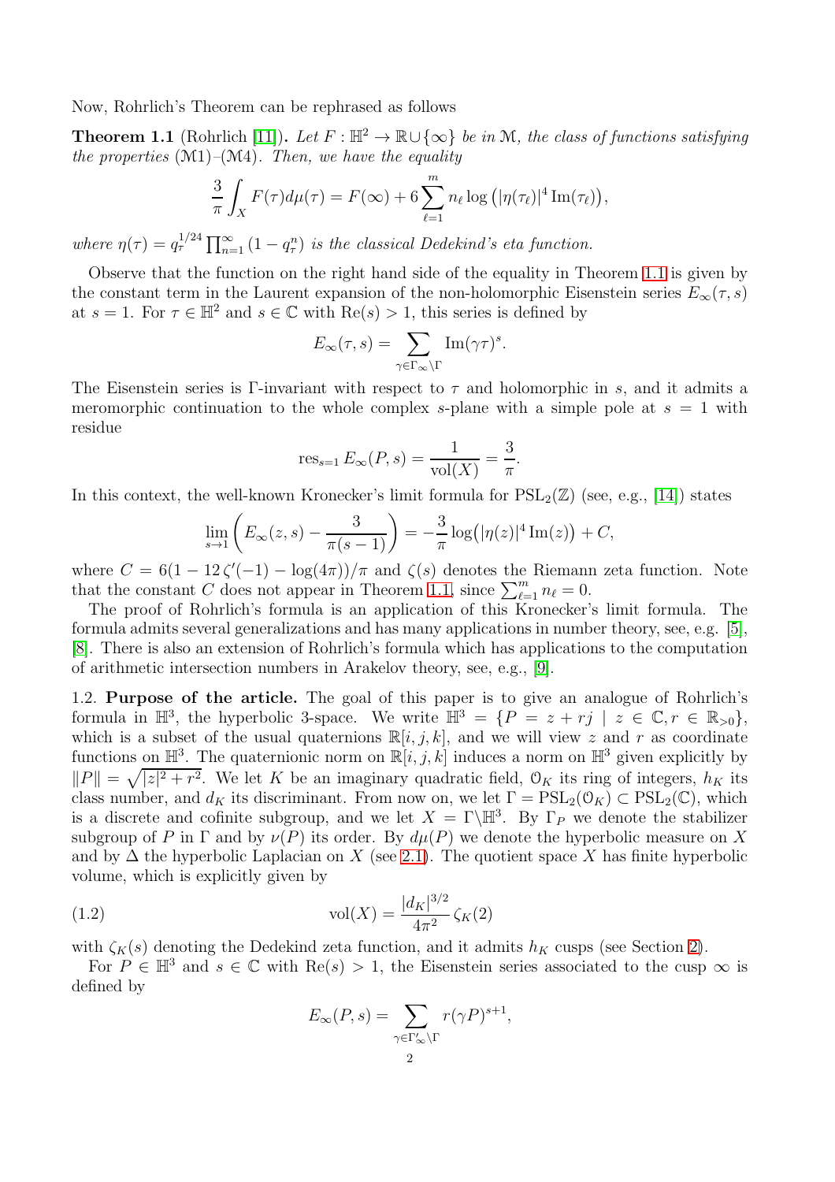Now, Rohrlich's Theorem can be rephrased as follows

**Theorem 1.1** (Rohrlich [11]). *Let $F : \mathbb{H}^2 \to \mathbb{R} \cup \{\infty\}$ be in $\mathcal{M}$, the class of functions satisfying the properties ($\mathcal{M}$1)–($\mathcal{M}$4). Then, we have the equality*

$$\frac{3}{\pi}\int_X F(\tau)d\mu(\tau) = F(\infty) + 6\sum_{\ell=1}^{m} n_\ell \log\left(|\eta(\tau_\ell)|^4 \operatorname{Im}(\tau_\ell)\right),$$

*where $\eta(\tau) = q_\tau^{1/24}\prod_{n=1}^{\infty}(1-q_\tau^n)$ is the classical Dedekind's eta function.*

Observe that the function on the right hand side of the equality in Theorem 1.1 is given by the constant term in the Laurent expansion of the non-holomorphic Eisenstein series $E_\infty(\tau, s)$ at $s = 1$. For $\tau \in \mathbb{H}^2$ and $s \in \mathbb{C}$ with $\operatorname{Re}(s) > 1$, this series is defined by

$$E_\infty(\tau, s) = \sum_{\gamma \in \Gamma_\infty \backslash \Gamma} \operatorname{Im}(\gamma\tau)^s.$$

The Eisenstein series is $\Gamma$-invariant with respect to $\tau$ and holomorphic in $s$, and it admits a meromorphic continuation to the whole complex $s$-plane with a simple pole at $s = 1$ with residue

$$\operatorname{res}_{s=1} E_\infty(P, s) = \frac{1}{\operatorname{vol}(X)} = \frac{3}{\pi}.$$

In this context, the well-known Kronecker's limit formula for $\mathrm{PSL}_2(\mathbb{Z})$ (see, e.g., [14]) states

$$\lim_{s\to 1}\left(E_\infty(z, s) - \frac{3}{\pi(s-1)}\right) = -\frac{3}{\pi}\log\bigl(|\eta(z)|^4 \operatorname{Im}(z)\bigr) + C,$$

where $C = 6(1 - 12\,\zeta'(-1) - \log(4\pi))/\pi$ and $\zeta(s)$ denotes the Riemann zeta function. Note that the constant $C$ does not appear in Theorem 1.1, since $\sum_{\ell=1}^{m} n_\ell = 0$.

The proof of Rohrlich's formula is an application of this Kronecker's limit formula. The formula admits several generalizations and has many applications in number theory, see, e.g. [5], [8]. There is also an extension of Rohrlich's formula which has applications to the computation of arithmetic intersection numbers in Arakelov theory, see, e.g., [9].

1.2. **Purpose of the article.** The goal of this paper is to give an analogue of Rohrlich's formula in $\mathbb{H}^3$, the hyperbolic 3-space. We write $\mathbb{H}^3 = \{P = z + rj \mid z \in \mathbb{C}, r \in \mathbb{R}_{>0}\}$, which is a subset of the usual quaternions $\mathbb{R}[i, j, k]$, and we will view $z$ and $r$ as coordinate functions on $\mathbb{H}^3$. The quaternionic norm on $\mathbb{R}[i, j, k]$ induces a norm on $\mathbb{H}^3$ given explicitly by $\|P\| = \sqrt{|z|^2 + r^2}$. We let $K$ be an imaginary quadratic field, $\mathcal{O}_K$ its ring of integers, $h_K$ its class number, and $d_K$ its discriminant. From now on, we let $\Gamma = \mathrm{PSL}_2(\mathcal{O}_K) \subset \mathrm{PSL}_2(\mathbb{C})$, which is a discrete and cofinite subgroup, and we let $X = \Gamma\backslash\mathbb{H}^3$. By $\Gamma_P$ we denote the stabilizer subgroup of $P$ in $\Gamma$ and by $\nu(P)$ its order. By $d\mu(P)$ we denote the hyperbolic measure on $X$ and by $\Delta$ the hyperbolic Laplacian on $X$ (see 2.1). The quotient space $X$ has finite hyperbolic volume, which is explicitly given by

$$\operatorname{vol}(X) = \frac{|d_K|^{3/2}}{4\pi^2}\,\zeta_K(2) \tag{1.2}$$

with $\zeta_K(s)$ denoting the Dedekind zeta function, and it admits $h_K$ cusps (see Section 2).

For $P \in \mathbb{H}^3$ and $s \in \mathbb{C}$ with $\operatorname{Re}(s) > 1$, the Eisenstein series associated to the cusp $\infty$ is defined by

$$E_\infty(P, s) = \sum_{\gamma \in \Gamma'_\infty \backslash \Gamma} r(\gamma P)^{s+1},$$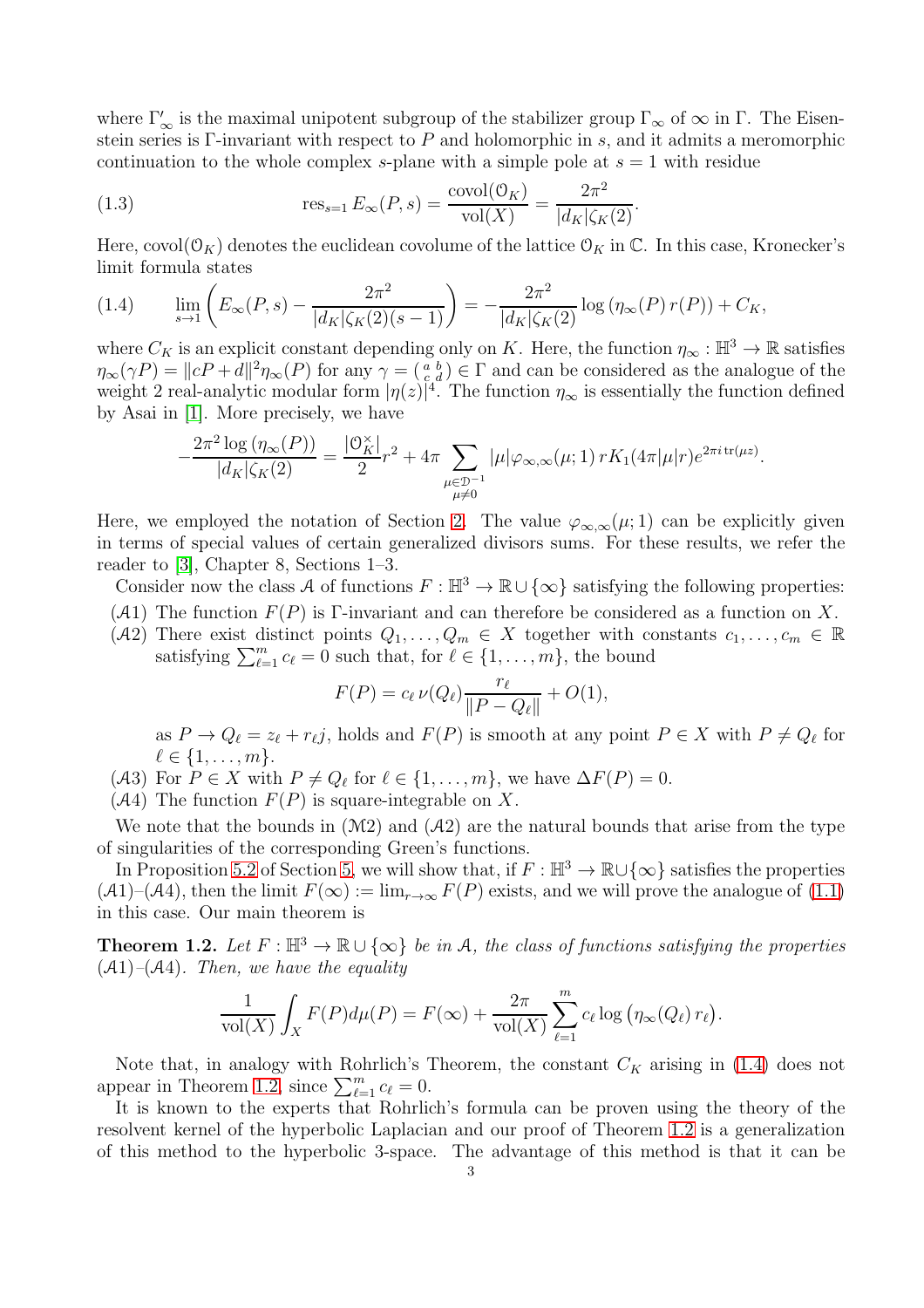where $\Gamma'_\infty$ is the maximal unipotent subgroup of the stabilizer group $\Gamma_\infty$ of $\infty$ in $\Gamma$. The Eisenstein series is $\Gamma$-invariant with respect to $P$ and holomorphic in $s$, and it admits a meromorphic continuation to the whole complex $s$-plane with a simple pole at $s=1$ with residue

$$\operatorname{res}_{s=1} E_\infty(P,s) = \frac{\operatorname{covol}(\mathcal{O}_K)}{\operatorname{vol}(X)} = \frac{2\pi^2}{|d_K|\zeta_K(2)}. \tag{1.3}$$

Here, $\operatorname{covol}(\mathcal{O}_K)$ denotes the euclidean covolume of the lattice $\mathcal{O}_K$ in $\mathbb{C}$. In this case, Kronecker's limit formula states

$$\lim_{s\to 1}\left(E_\infty(P,s) - \frac{2\pi^2}{|d_K|\zeta_K(2)(s-1)}\right) = -\frac{2\pi^2}{|d_K|\zeta_K(2)}\log\left(\eta_\infty(P)\, r(P)\right) + C_K, \tag{1.4}$$

where $C_K$ is an explicit constant depending only on $K$. Here, the function $\eta_\infty : \mathbb{H}^3 \to \mathbb{R}$ satisfies $\eta_\infty(\gamma P) = \|cP+d\|^2\eta_\infty(P)$ for any $\gamma = \left(\begin{smallmatrix} a & b \\ c & d\end{smallmatrix}\right) \in \Gamma$ and can be considered as the analogue of the weight 2 real-analytic modular form $|\eta(z)|^4$. The function $\eta_\infty$ is essentially the function defined by Asai in [1]. More precisely, we have

$$-\frac{2\pi^2\log\left(\eta_\infty(P)\right)}{|d_K|\zeta_K(2)} = \frac{|\mathcal{O}_K^\times|}{2}r^2 + 4\pi\sum_{\substack{\mu\in\mathcal{D}^{-1}\\ \mu\neq 0}}|\mu|\varphi_{\infty,\infty}(\mu;1)\, rK_1(4\pi|\mu|r)e^{2\pi i\operatorname{tr}(\mu z)}.$$

Here, we employed the notation of Section 2. The value $\varphi_{\infty,\infty}(\mu;1)$ can be explicitly given in terms of special values of certain generalized divisors sums. For these results, we refer the reader to [3], Chapter 8, Sections 1–3.

Consider now the class $\mathcal{A}$ of functions $F : \mathbb{H}^3 \to \mathbb{R}\cup\{\infty\}$ satisfying the following properties:

($\mathcal{A}1$) The function $F(P)$ is $\Gamma$-invariant and can therefore be considered as a function on $X$.

($\mathcal{A}2$) There exist distinct points $Q_1,\ldots,Q_m \in X$ together with constants $c_1,\ldots,c_m \in \mathbb{R}$ satisfying $\sum_{\ell=1}^m c_\ell = 0$ such that, for $\ell \in \{1,\ldots,m\}$, the bound

$$F(P) = c_\ell\,\nu(Q_\ell)\frac{r_\ell}{\|P-Q_\ell\|} + O(1),$$

as $P \to Q_\ell = z_\ell + r_\ell j$, holds and $F(P)$ is smooth at any point $P \in X$ with $P \neq Q_\ell$ for $\ell \in \{1,\ldots,m\}$.

($\mathcal{A}3$) For $P \in X$ with $P \neq Q_\ell$ for $\ell \in \{1,\ldots,m\}$, we have $\Delta F(P) = 0$.

($\mathcal{A}4$) The function $F(P)$ is square-integrable on $X$.

We note that the bounds in ($\mathcal{M}2$) and ($\mathcal{A}2$) are the natural bounds that arise from the type of singularities of the corresponding Green's functions.

In Proposition 5.2 of Section 5, we will show that, if $F : \mathbb{H}^3 \to \mathbb{R}\cup\{\infty\}$ satisfies the properties ($\mathcal{A}1$)–($\mathcal{A}4$), then the limit $F(\infty) := \lim_{r\to\infty} F(P)$ exists, and we will prove the analogue of (1.1) in this case. Our main theorem is

**Theorem 1.2.** *Let $F : \mathbb{H}^3 \to \mathbb{R}\cup\{\infty\}$ be in $\mathcal{A}$, the class of functions satisfying the properties ($\mathcal{A}1$)–($\mathcal{A}4$). Then, we have the equality*

$$\frac{1}{\operatorname{vol}(X)}\int_X F(P)d\mu(P) = F(\infty) + \frac{2\pi}{\operatorname{vol}(X)}\sum_{\ell=1}^m c_\ell \log\left(\eta_\infty(Q_\ell)\, r_\ell\right).$$

Note that, in analogy with Rohrlich's Theorem, the constant $C_K$ arising in (1.4) does not appear in Theorem 1.2, since $\sum_{\ell=1}^m c_\ell = 0$.

It is known to the experts that Rohrlich's formula can be proven using the theory of the resolvent kernel of the hyperbolic Laplacian and our proof of Theorem 1.2 is a generalization of this method to the hyperbolic 3-space. The advantage of this method is that it can be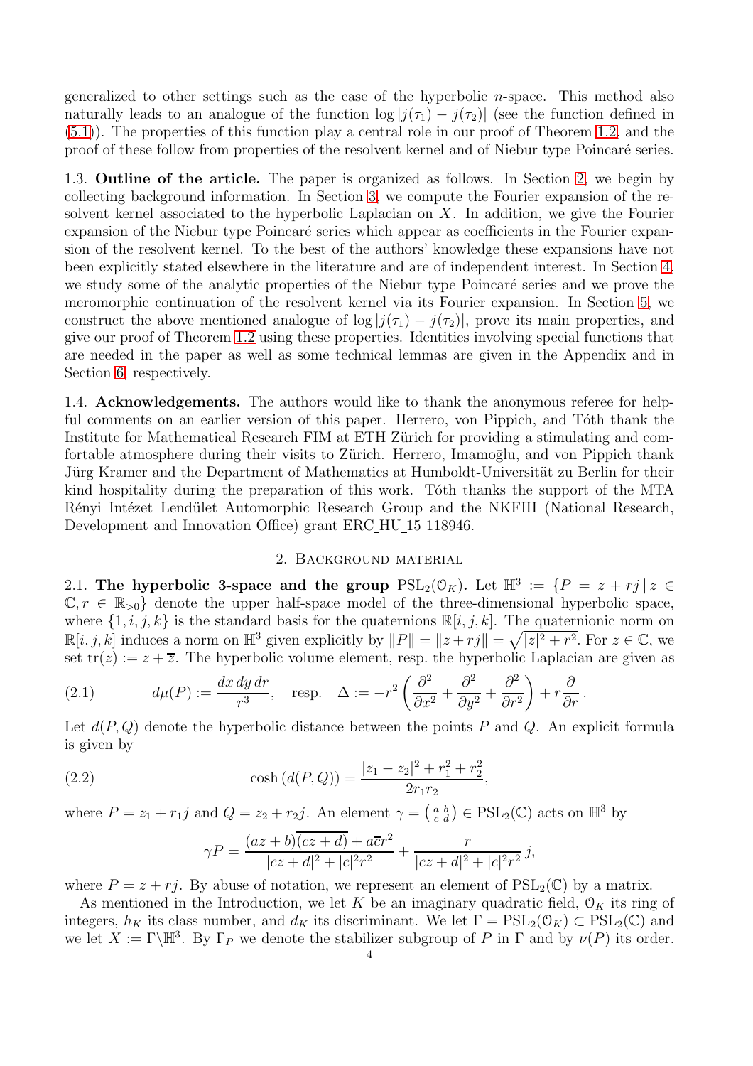generalized to other settings such as the case of the hyperbolic $n$-space. This method also naturally leads to an analogue of the function $\log|j(\tau_1) - j(\tau_2)|$ (see the function defined in (5.1)). The properties of this function play a central role in our proof of Theorem 1.2, and the proof of these follow from properties of the resolvent kernel and of Niebur type Poincaré series.

1.3. **Outline of the article.** The paper is organized as follows. In Section 2, we begin by collecting background information. In Section 3, we compute the Fourier expansion of the resolvent kernel associated to the hyperbolic Laplacian on $X$. In addition, we give the Fourier expansion of the Niebur type Poincaré series which appear as coefficients in the Fourier expansion of the resolvent kernel. To the best of the authors' knowledge these expansions have not been explicitly stated elsewhere in the literature and are of independent interest. In Section 4, we study some of the analytic properties of the Niebur type Poincaré series and we prove the meromorphic continuation of the resolvent kernel via its Fourier expansion. In Section 5, we construct the above mentioned analogue of $\log|j(\tau_1) - j(\tau_2)|$, prove its main properties, and give our proof of Theorem 1.2 using these properties. Identities involving special functions that are needed in the paper as well as some technical lemmas are given in the Appendix and in Section 6, respectively.

1.4. **Acknowledgements.** The authors would like to thank the anonymous referee for helpful comments on an earlier version of this paper. Herrero, von Pippich, and Tóth thank the Institute for Mathematical Research FIM at ETH Zürich for providing a stimulating and comfortable atmosphere during their visits to Zürich. Herrero, Imamoḡlu, and von Pippich thank Jürg Kramer and the Department of Mathematics at Humboldt-Universität zu Berlin for their kind hospitality during the preparation of this work. Tóth thanks the support of the MTA Rényi Intézet Lendület Automorphic Research Group and the NKFIH (National Research, Development and Innovation Office) grant ERC_HU_15 118946.

## 2. Background material

2.1. **The hyperbolic 3-space and the group $\mathrm{PSL}_2(\mathcal{O}_K)$.** Let $\mathbb{H}^3 := \{P = z + rj \mid z \in \mathbb{C}, r \in \mathbb{R}_{>0}\}$ denote the upper half-space model of the three-dimensional hyperbolic space, where $\{1, i, j, k\}$ is the standard basis for the quaternions $\mathbb{R}[i, j, k]$. The quaternionic norm on $\mathbb{R}[i, j, k]$ induces a norm on $\mathbb{H}^3$ given explicitly by $\|P\| = \|z + rj\| = \sqrt{|z|^2 + r^2}$. For $z \in \mathbb{C}$, we set $\mathrm{tr}(z) := z + \overline{z}$. The hyperbolic volume element, resp. the hyperbolic Laplacian are given as

$$d\mu(P) := \frac{dx\, dy\, dr}{r^3}, \quad \text{resp.} \quad \Delta := -r^2\left(\frac{\partial^2}{\partial x^2} + \frac{\partial^2}{\partial y^2} + \frac{\partial^2}{\partial r^2}\right) + r\frac{\partial}{\partial r}\,. \tag{2.1}$$

Let $d(P, Q)$ denote the hyperbolic distance between the points $P$ and $Q$. An explicit formula is given by

$$\cosh\left(d(P, Q)\right) = \frac{|z_1 - z_2|^2 + r_1^2 + r_2^2}{2r_1 r_2}, \tag{2.2}$$

where $P = z_1 + r_1 j$ and $Q = z_2 + r_2 j$. An element $\gamma = \left(\begin{smallmatrix} a & b \\ c & d \end{smallmatrix}\right) \in \mathrm{PSL}_2(\mathbb{C})$ acts on $\mathbb{H}^3$ by

$$\gamma P = \frac{(az + b)\overline{(cz + d)} + a\overline{c}r^2}{|cz + d|^2 + |c|^2 r^2} + \frac{r}{|cz + d|^2 + |c|^2 r^2}\, j,$$

where $P = z + rj$. By abuse of notation, we represent an element of $\mathrm{PSL}_2(\mathbb{C})$ by a matrix.

As mentioned in the Introduction, we let $K$ be an imaginary quadratic field, $\mathcal{O}_K$ its ring of integers, $h_K$ its class number, and $d_K$ its discriminant. We let $\Gamma = \mathrm{PSL}_2(\mathcal{O}_K) \subset \mathrm{PSL}_2(\mathbb{C})$ and we let $X := \Gamma\backslash\mathbb{H}^3$. By $\Gamma_P$ we denote the stabilizer subgroup of $P$ in $\Gamma$ and by $\nu(P)$ its order.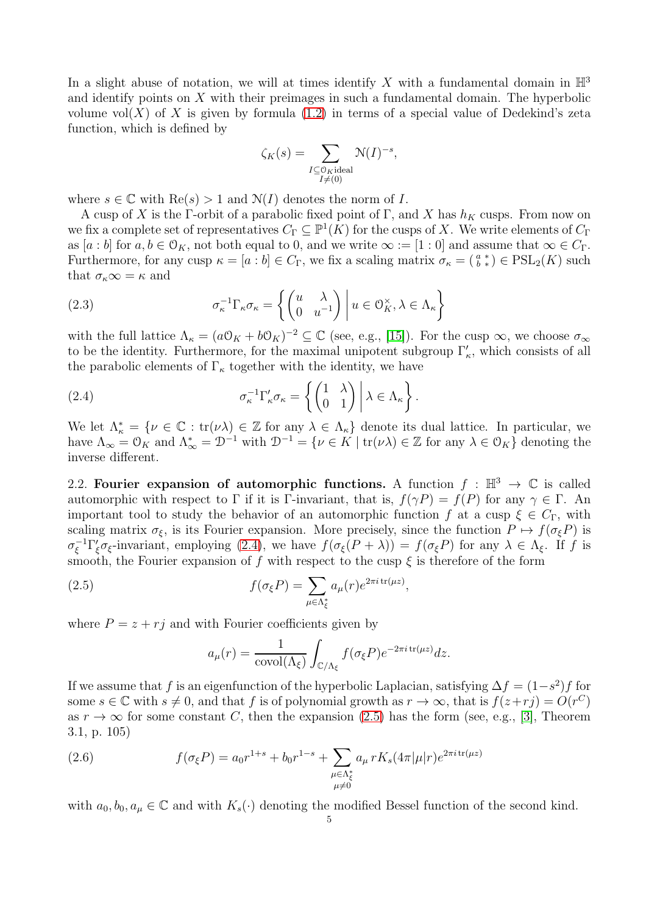In a slight abuse of notation, we will at times identify $X$ with a fundamental domain in $\mathbb{H}^3$ and identify points on $X$ with their preimages in such a fundamental domain. The hyperbolic volume $\mathrm{vol}(X)$ of $X$ is given by formula (1.2) in terms of a special value of Dedekind's zeta function, which is defined by

$$\zeta_K(s) = \sum_{\substack{I \subseteq \mathcal{O}_K \text{ideal} \\ I \neq (0)}} \mathcal{N}(I)^{-s},$$

where $s \in \mathbb{C}$ with $\mathrm{Re}(s) > 1$ and $\mathcal{N}(I)$ denotes the norm of $I$.

A cusp of $X$ is the $\Gamma$-orbit of a parabolic fixed point of $\Gamma$, and $X$ has $h_K$ cusps. From now on we fix a complete set of representatives $C_\Gamma \subseteq \mathbb{P}^1(K)$ for the cusps of $X$. We write elements of $C_\Gamma$ as $[a : b]$ for $a, b \in \mathcal{O}_K$, not both equal to 0, and we write $\infty := [1 : 0]$ and assume that $\infty \in C_\Gamma$. Furthermore, for any cusp $\kappa = [a : b] \in C_\Gamma$, we fix a scaling matrix $\sigma_\kappa = \left(\begin{smallmatrix} a & * \\ b & * \end{smallmatrix}\right) \in \mathrm{PSL}_2(K)$ such that $\sigma_\kappa \infty = \kappa$ and

$$\sigma_\kappa^{-1} \Gamma_\kappa \sigma_\kappa = \left\{ \begin{pmatrix} u & \lambda \\ 0 & u^{-1} \end{pmatrix} \,\middle|\, u \in \mathcal{O}_K^\times, \lambda \in \Lambda_\kappa \right\} \tag{2.3}$$

with the full lattice $\Lambda_\kappa = (a\mathcal{O}_K + b\mathcal{O}_K)^{-2} \subseteq \mathbb{C}$ (see, e.g., [15]). For the cusp $\infty$, we choose $\sigma_\infty$ to be the identity. Furthermore, for the maximal unipotent subgroup $\Gamma'_\kappa$, which consists of all the parabolic elements of $\Gamma_\kappa$ together with the identity, we have

$$\sigma_\kappa^{-1} \Gamma'_\kappa \sigma_\kappa = \left\{ \begin{pmatrix} 1 & \lambda \\ 0 & 1 \end{pmatrix} \,\middle|\, \lambda \in \Lambda_\kappa \right\}. \tag{2.4}$$

We let $\Lambda_\kappa^* = \{\nu \in \mathbb{C} : \mathrm{tr}(\nu\lambda) \in \mathbb{Z} \text{ for any } \lambda \in \Lambda_\kappa\}$ denote its dual lattice. In particular, we have $\Lambda_\infty = \mathcal{O}_K$ and $\Lambda_\infty^* = \mathcal{D}^{-1}$ with $\mathcal{D}^{-1} = \{\nu \in K \mid \mathrm{tr}(\nu\lambda) \in \mathbb{Z} \text{ for any } \lambda \in \mathcal{O}_K\}$ denoting the inverse different.

2.2. **Fourier expansion of automorphic functions.** A function $f : \mathbb{H}^3 \to \mathbb{C}$ is called automorphic with respect to $\Gamma$ if it is $\Gamma$-invariant, that is, $f(\gamma P) = f(P)$ for any $\gamma \in \Gamma$. An important tool to study the behavior of an automorphic function $f$ at a cusp $\xi \in C_\Gamma$, with scaling matrix $\sigma_\xi$, is its Fourier expansion. More precisely, since the function $P \mapsto f(\sigma_\xi P)$ is $\sigma_\xi^{-1}\Gamma'_\xi\sigma_\xi$-invariant, employing (2.4), we have $f(\sigma_\xi(P + \lambda)) = f(\sigma_\xi P)$ for any $\lambda \in \Lambda_\xi$. If $f$ is smooth, the Fourier expansion of $f$ with respect to the cusp $\xi$ is therefore of the form

$$f(\sigma_\xi P) = \sum_{\mu \in \Lambda_\xi^*} a_\mu(r) e^{2\pi i \,\mathrm{tr}(\mu z)}, \tag{2.5}$$

where $P = z + rj$ and with Fourier coefficients given by

$$a_\mu(r) = \frac{1}{\mathrm{covol}(\Lambda_\xi)} \int_{\mathbb{C}/\Lambda_\xi} f(\sigma_\xi P) e^{-2\pi i \,\mathrm{tr}(\mu z)} dz.$$

If we assume that $f$ is an eigenfunction of the hyperbolic Laplacian, satisfying $\Delta f = (1-s^2)f$ for some $s \in \mathbb{C}$ with $s \neq 0$, and that $f$ is of polynomial growth as $r \to \infty$, that is $f(z+rj) = O(r^C)$ as $r \to \infty$ for some constant $C$, then the expansion (2.5) has the form (see, e.g., [3], Theorem 3.1, p. 105)

$$f(\sigma_\xi P) = a_0 r^{1+s} + b_0 r^{1-s} + \sum_{\substack{\mu \in \Lambda_\xi^* \\ \mu \neq 0}} a_\mu \, r K_s(4\pi|\mu| r) e^{2\pi i \,\mathrm{tr}(\mu z)} \tag{2.6}$$

with $a_0, b_0, a_\mu \in \mathbb{C}$ and with $K_s(\cdot)$ denoting the modified Bessel function of the second kind.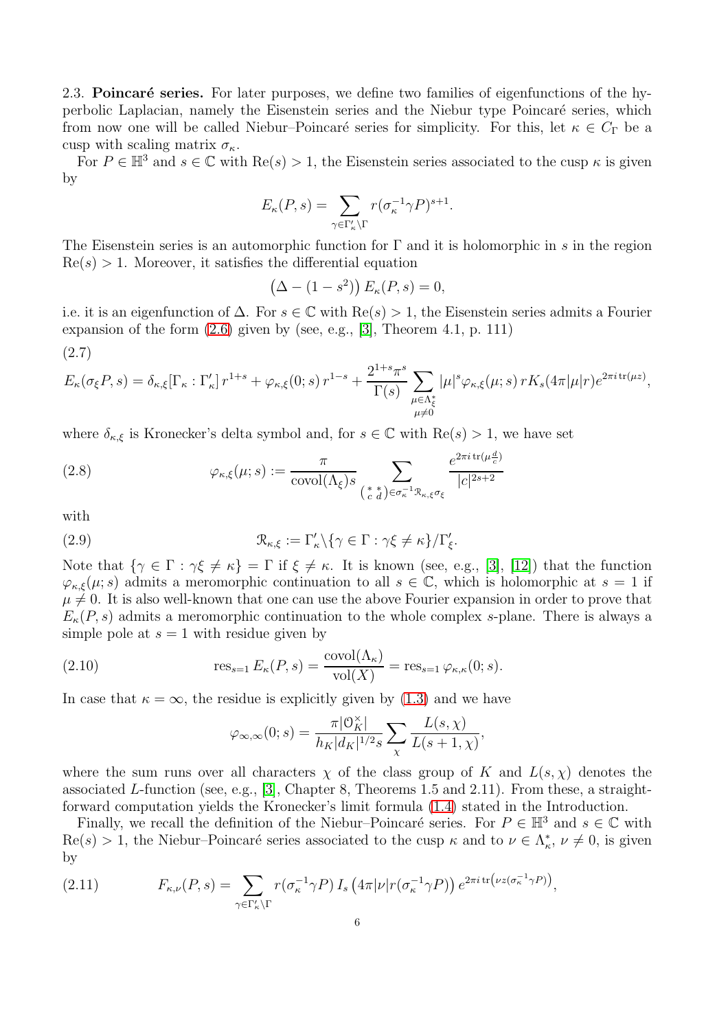2.3. **Poincaré series.** For later purposes, we define two families of eigenfunctions of the hyperbolic Laplacian, namely the Eisenstein series and the Niebur type Poincaré series, which from now one will be called Niebur–Poincaré series for simplicity. For this, let $\kappa \in C_\Gamma$ be a cusp with scaling matrix $\sigma_\kappa$.

For $P \in \mathbb{H}^3$ and $s \in \mathbb{C}$ with $\mathrm{Re}(s) > 1$, the Eisenstein series associated to the cusp $\kappa$ is given by

$$E_\kappa(P,s) = \sum_{\gamma \in \Gamma'_\kappa \backslash \Gamma} r(\sigma_\kappa^{-1}\gamma P)^{s+1}.$$

The Eisenstein series is an automorphic function for $\Gamma$ and it is holomorphic in $s$ in the region $\mathrm{Re}(s) > 1$. Moreover, it satisfies the differential equation

$$\left(\Delta - (1-s^2)\right) E_\kappa(P,s) = 0,$$

i.e. it is an eigenfunction of $\Delta$. For $s \in \mathbb{C}$ with $\mathrm{Re}(s) > 1$, the Eisenstein series admits a Fourier expansion of the form (2.6) given by (see, e.g., [3], Theorem 4.1, p. 111)

(2.7)
$$E_\kappa(\sigma_\xi P, s) = \delta_{\kappa,\xi}[\Gamma_\kappa : \Gamma'_\kappa]\, r^{1+s} + \varphi_{\kappa,\xi}(0;s)\, r^{1-s} + \frac{2^{1+s}\pi^s}{\Gamma(s)} \sum_{\substack{\mu \in \Lambda_\xi^* \\ \mu \neq 0}} |\mu|^s \varphi_{\kappa,\xi}(\mu;s)\, r K_s(4\pi|\mu| r) e^{2\pi i\, \mathrm{tr}(\mu z)},$$

where $\delta_{\kappa,\xi}$ is Kronecker's delta symbol and, for $s \in \mathbb{C}$ with $\mathrm{Re}(s) > 1$, we have set

$$\varphi_{\kappa,\xi}(\mu;s) := \frac{\pi}{\mathrm{covol}(\Lambda_\xi) s} \sum_{\left(\begin{smallmatrix} * & * \\ c & d \end{smallmatrix}\right) \in \sigma_\kappa^{-1}\mathcal{R}_{\kappa,\xi}\sigma_\xi} \frac{e^{2\pi i\, \mathrm{tr}(\mu \frac{d}{c})}}{|c|^{2s+2}} \tag{2.8}$$

with

$$\mathcal{R}_{\kappa,\xi} := \Gamma'_\kappa \backslash \{\gamma \in \Gamma : \gamma\xi \neq \kappa\} / \Gamma'_\xi. \tag{2.9}$$

Note that $\{\gamma \in \Gamma : \gamma\xi \neq \kappa\} = \Gamma$ if $\xi \neq \kappa$. It is known (see, e.g., [3], [12]) that the function $\varphi_{\kappa,\xi}(\mu;s)$ admits a meromorphic continuation to all $s \in \mathbb{C}$, which is holomorphic at $s = 1$ if $\mu \neq 0$. It is also well-known that one can use the above Fourier expansion in order to prove that $E_\kappa(P,s)$ admits a meromorphic continuation to the whole complex $s$-plane. There is always a simple pole at $s = 1$ with residue given by

$$\mathrm{res}_{s=1}\, E_\kappa(P,s) = \frac{\mathrm{covol}(\Lambda_\kappa)}{\mathrm{vol}(X)} = \mathrm{res}_{s=1}\, \varphi_{\kappa,\kappa}(0;s). \tag{2.10}$$

In case that $\kappa = \infty$, the residue is explicitly given by (1.3) and we have

$$\varphi_{\infty,\infty}(0;s) = \frac{\pi |\mathcal{O}_K^\times|}{h_K |d_K|^{1/2} s} \sum_\chi \frac{L(s,\chi)}{L(s+1,\chi)},$$

where the sum runs over all characters $\chi$ of the class group of $K$ and $L(s,\chi)$ denotes the associated $L$-function (see, e.g., [3], Chapter 8, Theorems 1.5 and 2.11). From these, a straightforward computation yields the Kronecker's limit formula (1.4) stated in the Introduction.

Finally, we recall the definition of the Niebur–Poincaré series. For $P \in \mathbb{H}^3$ and $s \in \mathbb{C}$ with $\mathrm{Re}(s) > 1$, the Niebur–Poincaré series associated to the cusp $\kappa$ and to $\nu \in \Lambda_\kappa^*$, $\nu \neq 0$, is given by

$$F_{\kappa,\nu}(P,s) = \sum_{\gamma \in \Gamma'_\kappa \backslash \Gamma} r(\sigma_\kappa^{-1}\gamma P)\, I_s\left(4\pi|\nu| r(\sigma_\kappa^{-1}\gamma P)\right) e^{2\pi i\, \mathrm{tr}\left(\nu z(\sigma_\kappa^{-1}\gamma P)\right)}, \tag{2.11}$$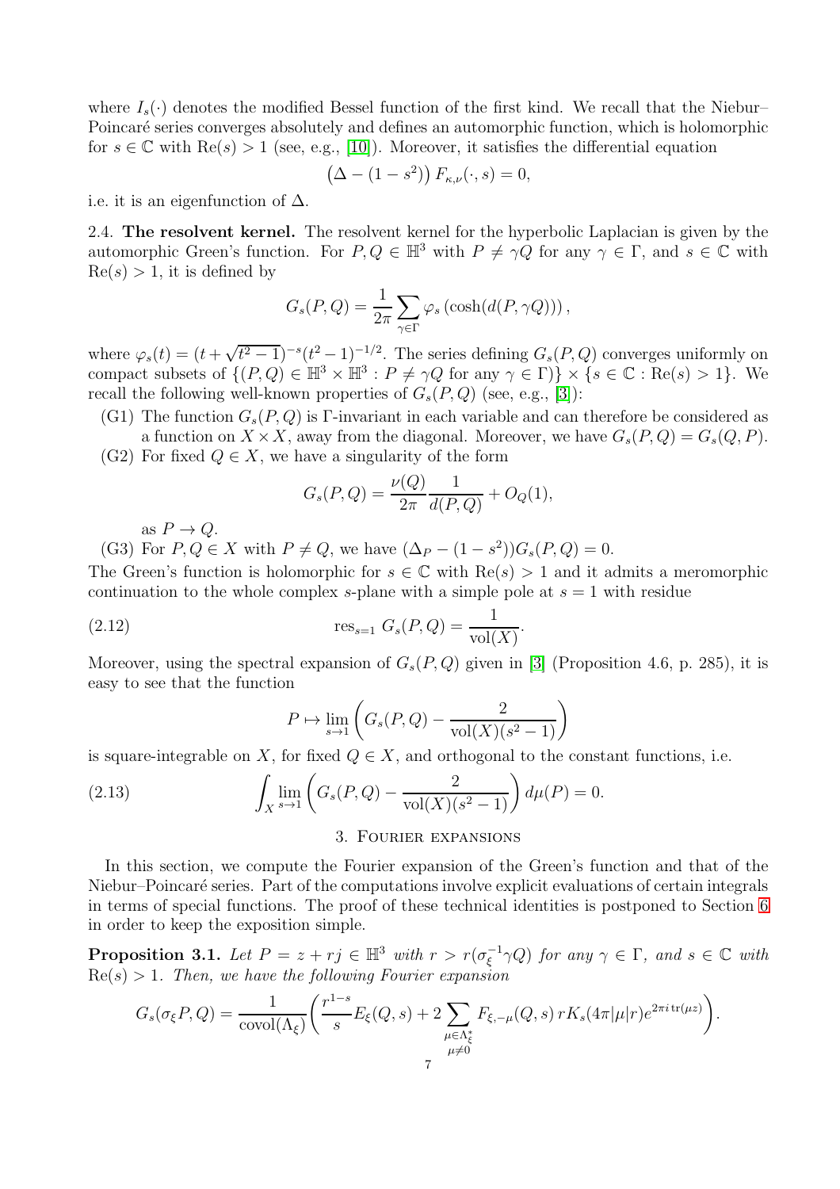where $I_s(\cdot)$ denotes the modified Bessel function of the first kind. We recall that the Niebur–Poincaré series converges absolutely and defines an automorphic function, which is holomorphic for $s \in \mathbb{C}$ with $\mathrm{Re}(s) > 1$ (see, e.g., [10]). Moreover, it satisfies the differential equation

$$\left(\Delta - (1 - s^2)\right) F_{\kappa,\nu}(\cdot, s) = 0,$$

i.e. it is an eigenfunction of $\Delta$.

2.4. **The resolvent kernel.** The resolvent kernel for the hyperbolic Laplacian is given by the automorphic Green's function. For $P, Q \in \mathbb{H}^3$ with $P \neq \gamma Q$ for any $\gamma \in \Gamma$, and $s \in \mathbb{C}$ with $\mathrm{Re}(s) > 1$, it is defined by

$$G_s(P, Q) = \frac{1}{2\pi} \sum_{\gamma \in \Gamma} \varphi_s \left(\cosh(d(P, \gamma Q))\right),$$

where $\varphi_s(t) = (t + \sqrt{t^2 - 1})^{-s}(t^2 - 1)^{-1/2}$. The series defining $G_s(P, Q)$ converges uniformly on compact subsets of $\{(P, Q) \in \mathbb{H}^3 \times \mathbb{H}^3 : P \neq \gamma Q \text{ for any } \gamma \in \Gamma)\} \times \{s \in \mathbb{C} : \mathrm{Re}(s) > 1\}$. We recall the following well-known properties of $G_s(P, Q)$ (see, e.g., [3]):

(G1) The function $G_s(P, Q)$ is $\Gamma$-invariant in each variable and can therefore be considered as a function on $X \times X$, away from the diagonal. Moreover, we have $G_s(P, Q) = G_s(Q, P)$.

(G2) For fixed $Q \in X$, we have a singularity of the form

$$G_s(P, Q) = \frac{\nu(Q)}{2\pi} \frac{1}{d(P, Q)} + O_Q(1),$$

as $P \to Q$.

(G3) For $P, Q \in X$ with $P \neq Q$, we have $(\Delta_P - (1 - s^2))G_s(P, Q) = 0$.

The Green's function is holomorphic for $s \in \mathbb{C}$ with $\mathrm{Re}(s) > 1$ and it admits a meromorphic continuation to the whole complex $s$-plane with a simple pole at $s = 1$ with residue

$$\mathrm{res}_{s=1}\, G_s(P, Q) = \frac{1}{\mathrm{vol}(X)}. \tag{2.12}$$

Moreover, using the spectral expansion of $G_s(P, Q)$ given in [3] (Proposition 4.6, p. 285), it is easy to see that the function

$$P \mapsto \lim_{s \to 1} \left( G_s(P, Q) - \frac{2}{\mathrm{vol}(X)(s^2 - 1)} \right)$$

is square-integrable on $X$, for fixed $Q \in X$, and orthogonal to the constant functions, i.e.

$$\int_X \lim_{s \to 1} \left( G_s(P, Q) - \frac{2}{\mathrm{vol}(X)(s^2 - 1)} \right) d\mu(P) = 0. \tag{2.13}$$

## 3. Fourier expansions

In this section, we compute the Fourier expansion of the Green's function and that of the Niebur–Poincaré series. Part of the computations involve explicit evaluations of certain integrals in terms of special functions. The proof of these technical identities is postponed to Section 6 in order to keep the exposition simple.

**Proposition 3.1.** *Let $P = z + rj \in \mathbb{H}^3$ with $r > r(\sigma_\xi^{-1}\gamma Q)$ for any $\gamma \in \Gamma$, and $s \in \mathbb{C}$ with $\mathrm{Re}(s) > 1$. Then, we have the following Fourier expansion*

$$G_s(\sigma_\xi P, Q) = \frac{1}{\mathrm{covol}(\Lambda_\xi)} \left( \frac{r^{1-s}}{s} E_\xi(Q, s) + 2 \sum_{\substack{\mu \in \Lambda_\xi^* \\ \mu \neq 0}} F_{\xi, -\mu}(Q, s)\, r K_s(4\pi|\mu| r) e^{2\pi i\, \mathrm{tr}(\mu z)} \right).$$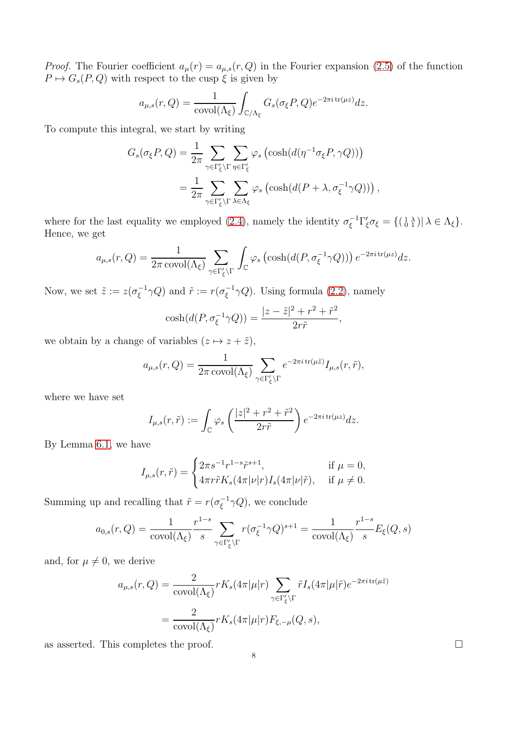*Proof.* The Fourier coefficient $a_\mu(r) = a_{\mu,s}(r,Q)$ in the Fourier expansion (2.5) of the function $P \mapsto G_s(P,Q)$ with respect to the cusp $\xi$ is given by

$$a_{\mu,s}(r,Q) = \frac{1}{\operatorname{covol}(\Lambda_\xi)} \int_{\mathbb{C}/\Lambda_\xi} G_s(\sigma_\xi P, Q) e^{-2\pi i \operatorname{tr}(\mu z)} dz.$$

To compute this integral, we start by writing

$$\begin{aligned} G_s(\sigma_\xi P, Q) &= \frac{1}{2\pi} \sum_{\gamma \in \Gamma'_\xi \backslash \Gamma} \sum_{\eta \in \Gamma'_\xi} \varphi_s\left(\cosh(d(\eta^{-1}\sigma_\xi P, \gamma Q))\right) \\ &= \frac{1}{2\pi} \sum_{\gamma \in \Gamma'_\xi \backslash \Gamma} \sum_{\lambda \in \Lambda_\xi} \varphi_s\left(\cosh(d(P+\lambda, \sigma_\xi^{-1}\gamma Q))\right), \end{aligned}$$

where for the last equality we employed (2.4), namely the identity $\sigma_\xi^{-1}\Gamma'_\xi\sigma_\xi = \{\left(\begin{smallmatrix} 1 & \lambda \\ 0 & 1 \end{smallmatrix}\right) \mid \lambda \in \Lambda_\xi\}$. Hence, we get

$$a_{\mu,s}(r,Q) = \frac{1}{2\pi \operatorname{covol}(\Lambda_\xi)} \sum_{\gamma \in \Gamma'_\xi \backslash \Gamma} \int_{\mathbb{C}} \varphi_s\left(\cosh(d(P, \sigma_\xi^{-1}\gamma Q))\right) e^{-2\pi i \operatorname{tr}(\mu z)} dz.$$

Now, we set $\tilde{z} := z(\sigma_\xi^{-1}\gamma Q)$ and $\tilde{r} := r(\sigma_\xi^{-1}\gamma Q)$. Using formula (2.2), namely

$$\cosh(d(P, \sigma_\xi^{-1}\gamma Q)) = \frac{|z-\tilde{z}|^2 + r^2 + \tilde{r}^2}{2r\tilde{r}},$$

we obtain by a change of variables ($z \mapsto z + \tilde{z}$),

$$a_{\mu,s}(r,Q) = \frac{1}{2\pi \operatorname{covol}(\Lambda_\xi)} \sum_{\gamma \in \Gamma'_\xi \backslash \Gamma} e^{-2\pi i \operatorname{tr}(\mu \tilde{z})} I_{\mu,s}(r, \tilde{r}),$$

where we have set

$$I_{\mu,s}(r,\tilde{r}) := \int_{\mathbb{C}} \varphi_s\left(\frac{|z|^2 + r^2 + \tilde{r}^2}{2r\tilde{r}}\right) e^{-2\pi i \operatorname{tr}(\mu z)} dz.$$

By Lemma 6.1, we have

$$I_{\mu,s}(r,\tilde{r}) = \begin{cases} 2\pi s^{-1} r^{1-s} \tilde{r}^{s+1}, & \text{if } \mu = 0, \\ 4\pi r\tilde{r} K_s(4\pi|\nu|r) I_s(4\pi|\nu|\tilde{r}), & \text{if } \mu \neq 0. \end{cases}$$

Summing up and recalling that $\tilde{r} = r(\sigma_\xi^{-1}\gamma Q)$, we conclude

$$a_{0,s}(r,Q) = \frac{1}{\operatorname{covol}(\Lambda_\xi)} \frac{r^{1-s}}{s} \sum_{\gamma \in \Gamma'_\xi \backslash \Gamma} r(\sigma_\xi^{-1}\gamma Q)^{s+1} = \frac{1}{\operatorname{covol}(\Lambda_\xi)} \frac{r^{1-s}}{s} E_\xi(Q,s)$$

and, for $\mu \neq 0$, we derive

$$\begin{aligned} a_{\mu,s}(r,Q) &= \frac{2}{\operatorname{covol}(\Lambda_\xi)} r K_s(4\pi|\mu|r) \sum_{\gamma \in \Gamma'_\xi \backslash \Gamma} \tilde{r} I_s(4\pi|\mu|\tilde{r}) e^{-2\pi i \operatorname{tr}(\mu \tilde{z})} \\ &= \frac{2}{\operatorname{covol}(\Lambda_\xi)} r K_s(4\pi|\mu|r) F_{\xi,-\mu}(Q,s), \end{aligned}$$

as asserted. This completes the proof. □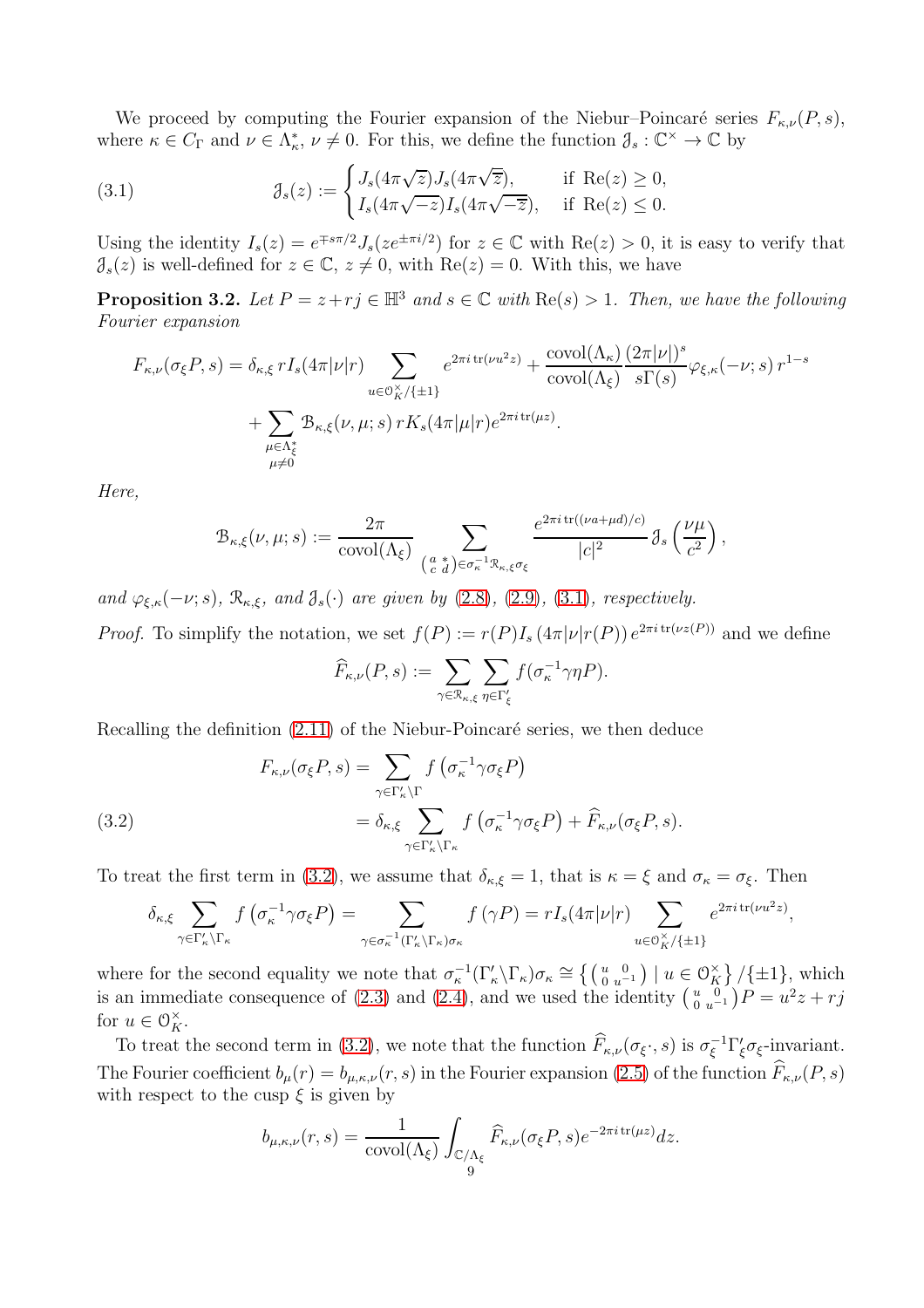We proceed by computing the Fourier expansion of the Niebur–Poincaré series $F_{\kappa,\nu}(P,s)$, where $\kappa \in C_\Gamma$ and $\nu \in \Lambda_\kappa^*$, $\nu \neq 0$. For this, we define the function $\mathcal{J}_s : \mathbb{C}^\times \to \mathbb{C}$ by

$$\mathcal{J}_s(z) := \begin{cases} J_s(4\pi\sqrt{z})J_s(4\pi\sqrt{\overline{z}}), & \text{if } \mathrm{Re}(z) \geq 0, \\ I_s(4\pi\sqrt{-z})I_s(4\pi\sqrt{-\overline{z}}), & \text{if } \mathrm{Re}(z) \leq 0. \end{cases} \tag{3.1}$$

Using the identity $I_s(z) = e^{\mp s\pi/2} J_s(ze^{\pm\pi i/2})$ for $z \in \mathbb{C}$ with $\mathrm{Re}(z) > 0$, it is easy to verify that $\mathcal{J}_s(z)$ is well-defined for $z \in \mathbb{C}$, $z \neq 0$, with $\mathrm{Re}(z) = 0$. With this, we have

**Proposition 3.2.** *Let $P = z + rj \in \mathbb{H}^3$ and $s \in \mathbb{C}$ with $\mathrm{Re}(s) > 1$. Then, we have the following Fourier expansion*

$$F_{\kappa,\nu}(\sigma_\xi P, s) = \delta_{\kappa,\xi}\, rI_s(4\pi|\nu|r) \sum_{u \in \mathcal{O}_K^\times/\{\pm 1\}} e^{2\pi i\,\mathrm{tr}(\nu u^2 z)} + \frac{\mathrm{covol}(\Lambda_\kappa)}{\mathrm{covol}(\Lambda_\xi)} \frac{(2\pi|\nu|)^s}{s\Gamma(s)} \varphi_{\xi,\kappa}(-\nu; s)\, r^{1-s}$$
$$+ \sum_{\substack{\mu \in \Lambda_\xi^* \\ \mu \neq 0}} \mathcal{B}_{\kappa,\xi}(\nu, \mu; s)\, rK_s(4\pi|\mu|r) e^{2\pi i\,\mathrm{tr}(\mu z)}.$$

*Here,*

$$\mathcal{B}_{\kappa,\xi}(\nu, \mu; s) := \frac{2\pi}{\mathrm{covol}(\Lambda_\xi)} \sum_{\left(\begin{smallmatrix} a & * \\ c & d \end{smallmatrix}\right) \in \sigma_\kappa^{-1}\mathcal{R}_{\kappa,\xi}\sigma_\xi} \frac{e^{2\pi i\,\mathrm{tr}((\nu a + \mu d)/c)}}{|c|^2} \mathcal{J}_s\left(\frac{\nu\mu}{c^2}\right),$$

*and $\varphi_{\xi,\kappa}(-\nu; s)$, $\mathcal{R}_{\kappa,\xi}$, and $\mathcal{J}_s(\cdot)$ are given by (2.8), (2.9), (3.1), respectively.*

*Proof.* To simplify the notation, we set $f(P) := r(P) I_s(4\pi|\nu| r(P)) e^{2\pi i\,\mathrm{tr}(\nu z(P))}$ and we define

$$\widehat{F}_{\kappa,\nu}(P, s) := \sum_{\gamma \in \mathcal{R}_{\kappa,\xi}} \sum_{\eta \in \Gamma'_\xi} f(\sigma_\kappa^{-1}\gamma\eta P).$$

Recalling the definition (2.11) of the Niebur-Poincaré series, we then deduce

$$\begin{aligned} F_{\kappa,\nu}(\sigma_\xi P, s) &= \sum_{\gamma \in \Gamma'_\kappa \backslash \Gamma} f\left(\sigma_\kappa^{-1}\gamma\sigma_\xi P\right) \\ &= \delta_{\kappa,\xi} \sum_{\gamma \in \Gamma'_\kappa \backslash \Gamma_\kappa} f\left(\sigma_\kappa^{-1}\gamma\sigma_\xi P\right) + \widehat{F}_{\kappa,\nu}(\sigma_\xi P, s). \end{aligned} \tag{3.2}$$

To treat the first term in (3.2), we assume that $\delta_{\kappa,\xi} = 1$, that is $\kappa = \xi$ and $\sigma_\kappa = \sigma_\xi$. Then

$$\delta_{\kappa,\xi} \sum_{\gamma \in \Gamma'_\kappa \backslash \Gamma_\kappa} f\left(\sigma_\kappa^{-1}\gamma\sigma_\xi P\right) = \sum_{\gamma \in \sigma_\kappa^{-1}(\Gamma'_\kappa \backslash \Gamma_\kappa)\sigma_\kappa} f(\gamma P) = rI_s(4\pi|\nu|r) \sum_{u \in \mathcal{O}_K^\times/\{\pm 1\}} e^{2\pi i\,\mathrm{tr}(\nu u^2 z)},$$

where for the second equality we note that $\sigma_\kappa^{-1}(\Gamma'_\kappa \backslash \Gamma_\kappa)\sigma_\kappa \cong \left\{ \left(\begin{smallmatrix} u & 0 \\ 0 & u^{-1} \end{smallmatrix}\right) \mid u \in \mathcal{O}_K^\times \right\} / \{\pm 1\}$, which is an immediate consequence of (2.3) and (2.4), and we used the identity $\left(\begin{smallmatrix} u & 0 \\ 0 & u^{-1} \end{smallmatrix}\right) P = u^2 z + rj$ for $u \in \mathcal{O}_K^\times$.

To treat the second term in (3.2), we note that the function $\widehat{F}_{\kappa,\nu}(\sigma_\xi \cdot, s)$ is $\sigma_\xi^{-1}\Gamma'_\xi\sigma_\xi$-invariant. The Fourier coefficient $b_\mu(r) = b_{\mu,\kappa,\nu}(r, s)$ in the Fourier expansion (2.5) of the function $\widehat{F}_{\kappa,\nu}(P, s)$ with respect to the cusp $\xi$ is given by

$$b_{\mu,\kappa,\nu}(r, s) = \frac{1}{\mathrm{covol}(\Lambda_\xi)} \int_{\mathbb{C}/\Lambda_\xi} \widehat{F}_{\kappa,\nu}(\sigma_\xi P, s) e^{-2\pi i\,\mathrm{tr}(\mu z)} dz.$$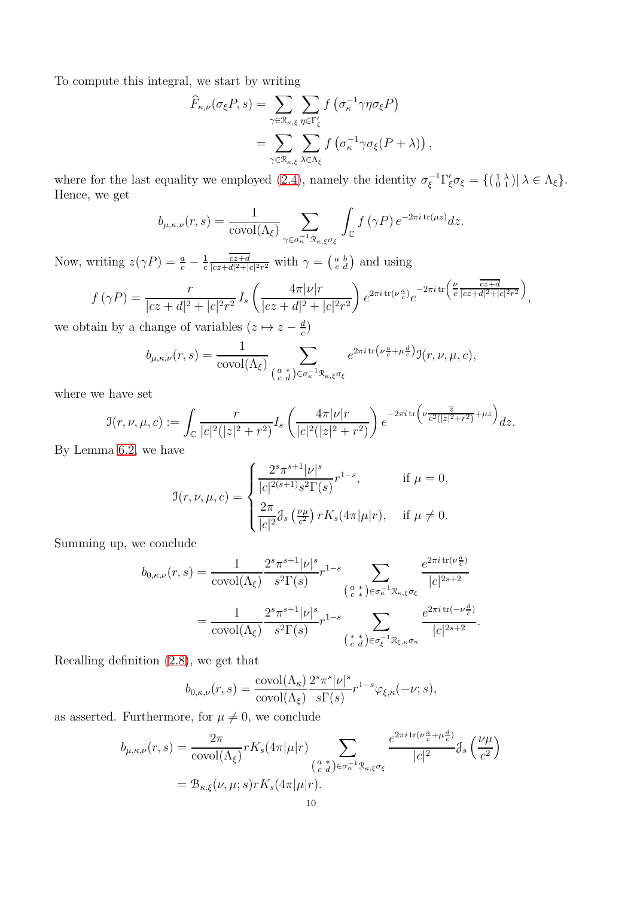To compute this integral, we start by writing

$$
\begin{aligned}
\widehat{F}_{\kappa,\nu}(\sigma_\xi P, s) &= \sum_{\gamma \in \mathcal{R}_{\kappa,\xi}} \sum_{\eta \in \Gamma'_\xi} f\left(\sigma_\kappa^{-1} \gamma \eta \sigma_\xi P\right) \\
&= \sum_{\gamma \in \mathcal{R}_{\kappa,\xi}} \sum_{\lambda \in \Lambda_\xi} f\left(\sigma_\kappa^{-1} \gamma \sigma_\xi (P + \lambda)\right),
\end{aligned}
$$

where for the last equality we employed (2.4), namely the identity $\sigma_\xi^{-1}\Gamma'_\xi\sigma_\xi = \{\left(\begin{smallmatrix} 1 & \lambda \\ 0 & 1 \end{smallmatrix}\right) | \, \lambda \in \Lambda_\xi\}$. Hence, we get

$$
b_{\mu,\kappa,\nu}(r,s) = \frac{1}{\operatorname{covol}(\Lambda_\xi)} \sum_{\gamma \in \sigma_\kappa^{-1}\mathcal{R}_{\kappa,\xi}\sigma_\xi} \int_{\mathbb{C}} f\left(\gamma P\right) e^{-2\pi i \operatorname{tr}(\mu z)} dz.
$$

Now, writing $z(\gamma P) = \frac{a}{c} - \frac{1}{c} \frac{\overline{cz+d}}{|cz+d|^2 + |c|^2 r^2}$ with $\gamma = \left(\begin{smallmatrix} a & b \\ c & d \end{smallmatrix}\right)$ and using

$$
f\left(\gamma P\right) = \frac{r}{|cz+d|^2 + |c|^2 r^2} I_s\left(\frac{4\pi|\nu| r}{|cz+d|^2 + |c|^2 r^2}\right) e^{2\pi i \operatorname{tr}(\nu \frac{a}{c})} e^{-2\pi i \operatorname{tr}\left(\frac{\nu}{c} \frac{\overline{cz+d}}{|cz+d|^2 + |c|^2 r^2}\right)},
$$

we obtain by a change of variables ($z \mapsto z - \frac{d}{c}$)

$$
b_{\mu,\kappa,\nu}(r,s) = \frac{1}{\operatorname{covol}(\Lambda_\xi)} \sum_{\left(\begin{smallmatrix} a & * \\ c & d \end{smallmatrix}\right) \in \sigma_\kappa^{-1}\mathcal{R}_{\kappa,\xi}\sigma_\xi} e^{2\pi i \operatorname{tr}\left(\nu \frac{a}{c} + \mu \frac{d}{c}\right)} \mathcal{I}(r,\nu,\mu,c),
$$

where we have set

$$
\mathcal{I}(r,\nu,\mu,c) := \int_{\mathbb{C}} \frac{r}{|c|^2(|z|^2 + r^2)} I_s\left(\frac{4\pi|\nu| r}{|c|^2(|z|^2+r^2)}\right) e^{-2\pi i \operatorname{tr}\left(\nu \frac{\overline{z}}{c^2(|z|^2+r^2)} + \mu z\right)} dz.
$$

By Lemma 6.2, we have

$$
\mathcal{I}(r,\nu,\mu,c) = \begin{cases} \dfrac{2^s \pi^{s+1} |\nu|^s}{|c|^{2(s+1)} s^2 \Gamma(s)} r^{1-s}, & \text{if } \mu = 0, \\[2ex] \dfrac{2\pi}{|c|^2} \mathcal{J}_s\left(\frac{\nu\mu}{c^2}\right) r K_s(4\pi|\mu| r), & \text{if } \mu \neq 0. \end{cases}
$$

Summing up, we conclude

$$
\begin{aligned}
b_{0,\kappa,\nu}(r,s) &= \frac{1}{\operatorname{covol}(\Lambda_\xi)} \frac{2^s \pi^{s+1} |\nu|^s}{s^2 \Gamma(s)} r^{1-s} \sum_{\left(\begin{smallmatrix} a & * \\ c & * \end{smallmatrix}\right) \in \sigma_\kappa^{-1}\mathcal{R}_{\kappa,\xi}\sigma_\xi} \frac{e^{2\pi i \operatorname{tr}(\nu \frac{a}{c})}}{|c|^{2s+2}} \\
&= \frac{1}{\operatorname{covol}(\Lambda_\xi)} \frac{2^s \pi^{s+1} |\nu|^s}{s^2 \Gamma(s)} r^{1-s} \sum_{\left(\begin{smallmatrix} * & * \\ c & d \end{smallmatrix}\right) \in \sigma_\xi^{-1}\mathcal{R}_{\xi,\kappa}\sigma_\kappa} \frac{e^{2\pi i \operatorname{tr}(-\nu \frac{d}{c})}}{|c|^{2s+2}}.
\end{aligned}
$$

Recalling definition (2.8), we get that

$$
b_{0,\kappa,\nu}(r,s) = \frac{\operatorname{covol}(\Lambda_\kappa)}{\operatorname{covol}(\Lambda_\xi)} \frac{2^s \pi^s |\nu|^s}{s\Gamma(s)} r^{1-s} \varphi_{\xi,\kappa}(-\nu; s),
$$

as asserted. Furthermore, for $\mu \neq 0$, we conclude

$$
\begin{aligned}
b_{\mu,\kappa,\nu}(r,s) &= \frac{2\pi}{\operatorname{covol}(\Lambda_\xi)} r K_s(4\pi|\mu| r) \sum_{\left(\begin{smallmatrix} a & * \\ c & d \end{smallmatrix}\right) \in \sigma_\kappa^{-1}\mathcal{R}_{\kappa,\xi}\sigma_\xi} \frac{e^{2\pi i \operatorname{tr}(\nu \frac{a}{c} + \mu \frac{d}{c})}}{|c|^2} \mathcal{J}_s\left(\frac{\nu\mu}{c^2}\right) \\
&= \mathcal{B}_{\kappa,\xi}(\nu,\mu;s) r K_s(4\pi|\mu| r).
\end{aligned}
$$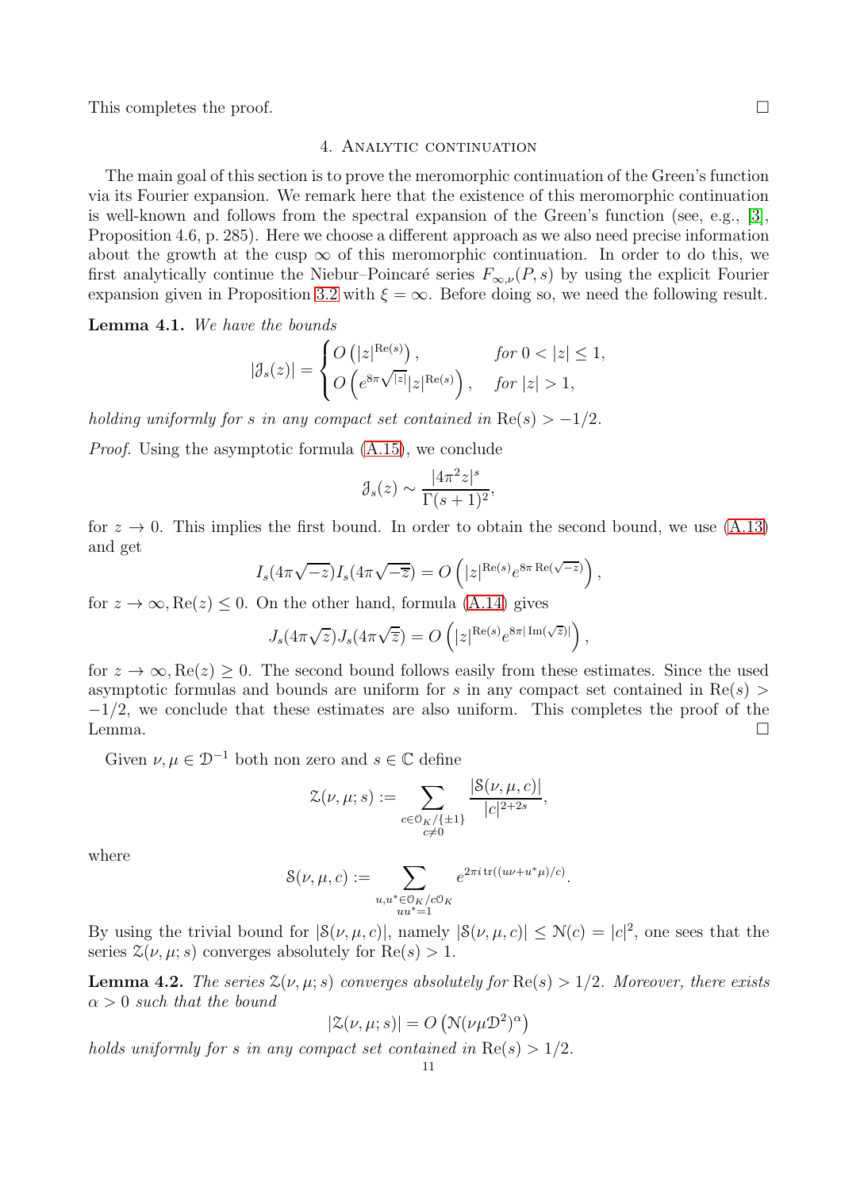This completes the proof. □

## 4. Analytic continuation

The main goal of this section is to prove the meromorphic continuation of the Green's function via its Fourier expansion. We remark here that the existence of this meromorphic continuation is well-known and follows from the spectral expansion of the Green's function (see, e.g., [3], Proposition 4.6, p. 285). Here we choose a different approach as we also need precise information about the growth at the cusp $\infty$ of this meromorphic continuation. In order to do this, we first analytically continue the Niebur–Poincaré series $F_{\infty,\nu}(P,s)$ by using the explicit Fourier expansion given in Proposition 3.2 with $\xi = \infty$. Before doing so, we need the following result.

**Lemma 4.1.** *We have the bounds*

$$|\mathcal{J}_s(z)| = \begin{cases} O\left(|z|^{\mathrm{Re}(s)}\right), & \text{for } 0 < |z| \leq 1, \\ O\left(e^{8\pi\sqrt{|z|}}|z|^{\mathrm{Re}(s)}\right), & \text{for } |z| > 1, \end{cases}$$

*holding uniformly for $s$ in any compact set contained in $\mathrm{Re}(s) > -1/2$.*

*Proof.* Using the asymptotic formula (A.15), we conclude

$$\mathcal{J}_s(z) \sim \frac{|4\pi^2 z|^s}{\Gamma(s+1)^2},$$

for $z \to 0$. This implies the first bound. In order to obtain the second bound, we use (A.13) and get

$$I_s(4\pi\sqrt{-z})I_s(4\pi\sqrt{-\overline{z}}) = O\left(|z|^{\mathrm{Re}(s)}e^{8\pi\,\mathrm{Re}(\sqrt{-z})}\right),$$

for $z \to \infty, \mathrm{Re}(z) \leq 0$. On the other hand, formula (A.14) gives

$$J_s(4\pi\sqrt{z})J_s(4\pi\sqrt{\overline{z}}) = O\left(|z|^{\mathrm{Re}(s)}e^{8\pi|\,\mathrm{Im}(\sqrt{z})|}\right),$$

for $z \to \infty, \mathrm{Re}(z) \geq 0$. The second bound follows easily from these estimates. Since the used asymptotic formulas and bounds are uniform for $s$ in any compact set contained in $\mathrm{Re}(s) > -1/2$, we conclude that these estimates are also uniform. This completes the proof of the Lemma. □

Given $\nu, \mu \in \mathcal{D}^{-1}$ both non zero and $s \in \mathbb{C}$ define

$$\mathcal{Z}(\nu,\mu;s) := \sum_{\substack{c \in \mathcal{O}_K/\{\pm 1\} \\ c \neq 0}} \frac{|\mathcal{S}(\nu,\mu,c)|}{|c|^{2+2s}},$$

where

$$\mathcal{S}(\nu,\mu,c) := \sum_{\substack{u,u^* \in \mathcal{O}_K/c\mathcal{O}_K \\ uu^*=1}} e^{2\pi i\,\mathrm{tr}((u\nu + u^*\mu)/c)}.$$

By using the trivial bound for $|\mathcal{S}(\nu,\mu,c)|$, namely $|\mathcal{S}(\nu,\mu,c)| \leq \mathcal{N}(c) = |c|^2$, one sees that the series $\mathcal{Z}(\nu,\mu;s)$ converges absolutely for $\mathrm{Re}(s) > 1$.

**Lemma 4.2.** *The series $\mathcal{Z}(\nu,\mu;s)$ converges absolutely for $\mathrm{Re}(s) > 1/2$. Moreover, there exists $\alpha > 0$ such that the bound*

$$|\mathcal{Z}(\nu,\mu;s)| = O\left(\mathcal{N}(\nu\mu\mathcal{D}^2)^\alpha\right)$$

*holds uniformly for $s$ in any compact set contained in $\mathrm{Re}(s) > 1/2$.*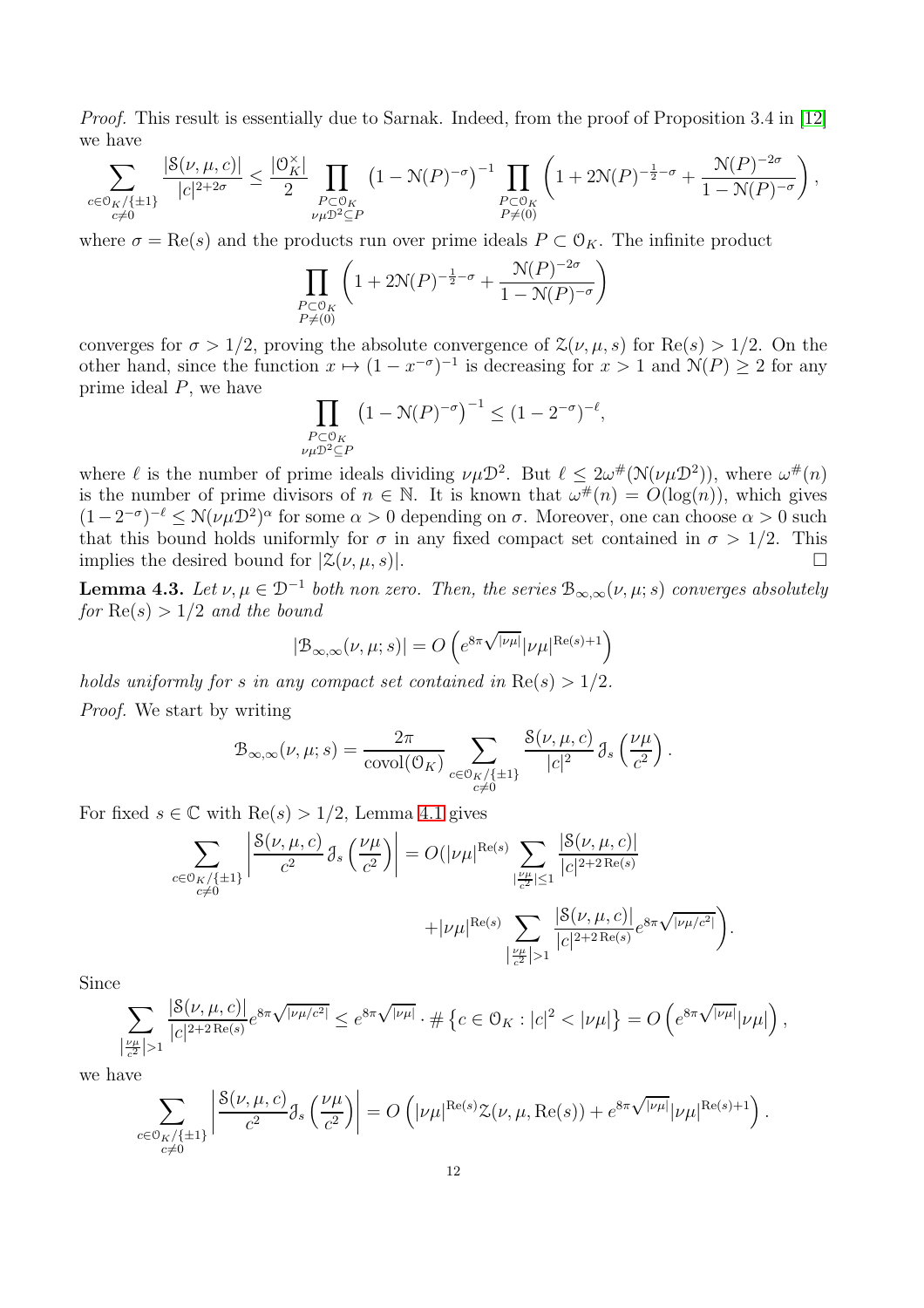*Proof.* This result is essentially due to Sarnak. Indeed, from the proof of Proposition 3.4 in [12] we have

$$\sum_{\substack{c\in \mathcal{O}_K/\{\pm 1\}\\ c\neq 0}} \frac{|\mathcal{S}(\nu,\mu,c)|}{|c|^{2+2\sigma}} \leq \frac{|\mathcal{O}_K^\times|}{2} \prod_{\substack{P\subset \mathcal{O}_K\\ \nu\mu\mathcal{D}^2\subseteq P}} \left(1-\mathcal{N}(P)^{-\sigma}\right)^{-1} \prod_{\substack{P\subset \mathcal{O}_K\\ P\neq (0)}} \left(1+2\mathcal{N}(P)^{-\frac{1}{2}-\sigma}+\frac{\mathcal{N}(P)^{-2\sigma}}{1-\mathcal{N}(P)^{-\sigma}}\right),$$

where $\sigma=\mathrm{Re}(s)$ and the products run over prime ideals $P\subset \mathcal{O}_K$. The infinite product

$$\prod_{\substack{P\subset \mathcal{O}_K\\ P\neq (0)}} \left(1+2\mathcal{N}(P)^{-\frac{1}{2}-\sigma}+\frac{\mathcal{N}(P)^{-2\sigma}}{1-\mathcal{N}(P)^{-\sigma}}\right)$$

converges for $\sigma>1/2$, proving the absolute convergence of $\mathcal{Z}(\nu,\mu,s)$ for $\mathrm{Re}(s)>1/2$. On the other hand, since the function $x\mapsto (1-x^{-\sigma})^{-1}$ is decreasing for $x>1$ and $\mathcal{N}(P)\geq 2$ for any prime ideal $P$, we have

$$\prod_{\substack{P\subset \mathcal{O}_K\\ \nu\mu\mathcal{D}^2\subseteq P}} \left(1-\mathcal{N}(P)^{-\sigma}\right)^{-1} \leq (1-2^{-\sigma})^{-\ell},$$

where $\ell$ is the number of prime ideals dividing $\nu\mu\mathcal{D}^2$. But $\ell\leq 2\omega^\#(\mathcal{N}(\nu\mu\mathcal{D}^2))$, where $\omega^\#(n)$ is the number of prime divisors of $n\in\mathbb{N}$. It is known that $\omega^\#(n)=O(\log(n))$, which gives $(1-2^{-\sigma})^{-\ell}\leq \mathcal{N}(\nu\mu\mathcal{D}^2)^\alpha$ for some $\alpha>0$ depending on $\sigma$. Moreover, one can choose $\alpha>0$ such that this bound holds uniformly for $\sigma$ in any fixed compact set contained in $\sigma>1/2$. This implies the desired bound for $|\mathcal{Z}(\nu,\mu,s)|$. $\square$

**Lemma 4.3.** *Let $\nu,\mu\in\mathcal{D}^{-1}$ both non zero. Then, the series $\mathcal{B}_{\infty,\infty}(\nu,\mu;s)$ converges absolutely for $\mathrm{Re}(s)>1/2$ and the bound*

$$|\mathcal{B}_{\infty,\infty}(\nu,\mu;s)| = O\left(e^{8\pi\sqrt{|\nu\mu|}}|\nu\mu|^{\mathrm{Re}(s)+1}\right)$$

*holds uniformly for $s$ in any compact set contained in $\mathrm{Re}(s)>1/2$.*

*Proof.* We start by writing

$$\mathcal{B}_{\infty,\infty}(\nu,\mu;s)=\frac{2\pi}{\mathrm{covol}(\mathcal{O}_K)}\sum_{\substack{c\in \mathcal{O}_K/\{\pm 1\}\\ c\neq 0}} \frac{\mathcal{S}(\nu,\mu,c)}{|c|^2}\,\mathcal{J}_s\left(\frac{\nu\mu}{c^2}\right).$$

For fixed $s\in\mathbb{C}$ with $\mathrm{Re}(s)>1/2$, Lemma 4.1 gives

$$\sum_{\substack{c\in \mathcal{O}_K/\{\pm 1\}\\ c\neq 0}} \left|\frac{\mathcal{S}(\nu,\mu,c)}{c^2}\,\mathcal{J}_s\left(\frac{\nu\mu}{c^2}\right)\right| = O\Bigg(|\nu\mu|^{\mathrm{Re}(s)}\sum_{|\frac{\nu\mu}{c^2}|\leq 1}\frac{|\mathcal{S}(\nu,\mu,c)|}{|c|^{2+2\,\mathrm{Re}(s)}}$$
$$+|\nu\mu|^{\mathrm{Re}(s)}\sum_{\left|\frac{\nu\mu}{c^2}\right|>1}\frac{|\mathcal{S}(\nu,\mu,c)|}{|c|^{2+2\,\mathrm{Re}(s)}}e^{8\pi\sqrt{|\nu\mu/c^2|}}\Bigg).$$

Since

$$\sum_{\left|\frac{\nu\mu}{c^2}\right|>1}\frac{|\mathcal{S}(\nu,\mu,c)|}{|c|^{2+2\,\mathrm{Re}(s)}}e^{8\pi\sqrt{|\nu\mu/c^2|}} \leq e^{8\pi\sqrt{|\nu\mu|}}\cdot\#\left\{c\in\mathcal{O}_K : |c|^2<|\nu\mu|\right\} = O\left(e^{8\pi\sqrt{|\nu\mu|}}|\nu\mu|\right),$$

we have

$$\sum_{\substack{c\in \mathcal{O}_K/\{\pm 1\}\\ c\neq 0}} \left|\frac{\mathcal{S}(\nu,\mu,c)}{c^2}\mathcal{J}_s\left(\frac{\nu\mu}{c^2}\right)\right| = O\left(|\nu\mu|^{\mathrm{Re}(s)}\mathcal{Z}(\nu,\mu,\mathrm{Re}(s))+e^{8\pi\sqrt{|\nu\mu|}}|\nu\mu|^{\mathrm{Re}(s)+1}\right).$$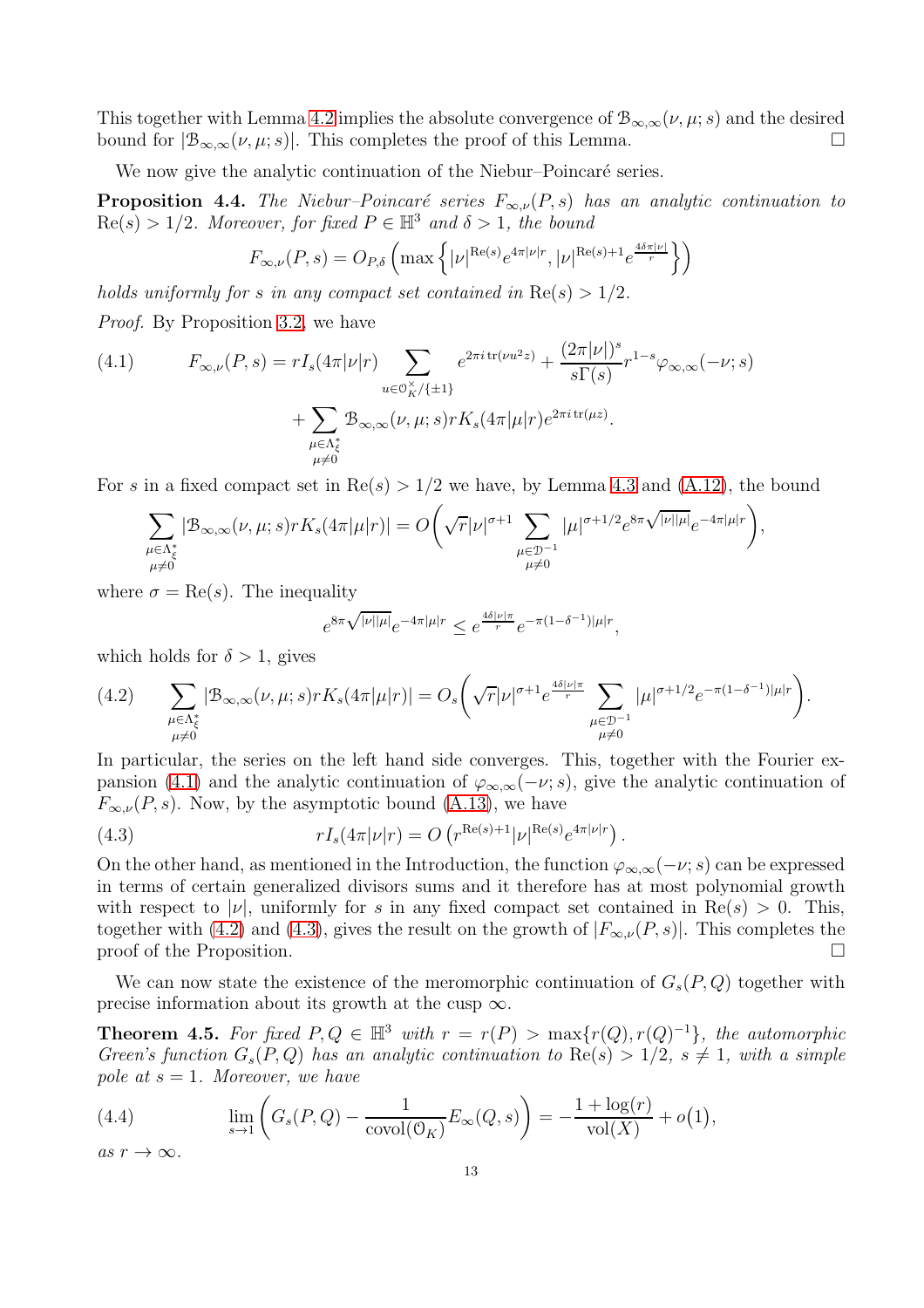This together with Lemma 4.2 implies the absolute convergence of $\mathcal{B}_{\infty,\infty}(\nu,\mu;s)$ and the desired bound for $|\mathcal{B}_{\infty,\infty}(\nu,\mu;s)|$. This completes the proof of this Lemma. □

We now give the analytic continuation of the Niebur–Poincaré series.

**Proposition 4.4.** *The Niebur–Poincaré series $F_{\infty,\nu}(P,s)$ has an analytic continuation to $\mathrm{Re}(s) > 1/2$. Moreover, for fixed $P \in \mathbb{H}^3$ and $\delta > 1$, the bound*

$$F_{\infty,\nu}(P,s) = O_{P,\delta}\left(\max\left\{|\nu|^{\mathrm{Re}(s)}e^{4\pi|\nu|r}, |\nu|^{\mathrm{Re}(s)+1}e^{\frac{4\delta\pi|\nu|}{r}}\right\}\right)$$

*holds uniformly for $s$ in any compact set contained in $\mathrm{Re}(s) > 1/2$.*

*Proof.* By Proposition 3.2, we have

$$(4.1)\qquad F_{\infty,\nu}(P,s) = rI_s(4\pi|\nu|r)\sum_{u\in\mathcal{O}_K^\times/\{\pm1\}} e^{2\pi i\,\mathrm{tr}(\nu u^2 z)} + \frac{(2\pi|\nu|)^s}{s\Gamma(s)}r^{1-s}\varphi_{\infty,\infty}(-\nu;s)$$
$$+\sum_{\substack{\mu\in\Lambda_\xi^*\\ \mu\neq 0}}\mathcal{B}_{\infty,\infty}(\nu,\mu;s)rK_s(4\pi|\mu|r)e^{2\pi i\,\mathrm{tr}(\mu z)}.$$

For $s$ in a fixed compact set in $\mathrm{Re}(s) > 1/2$ we have, by Lemma 4.3 and (A.12), the bound

$$\sum_{\substack{\mu\in\Lambda_\xi^*\\ \mu\neq 0}}|\mathcal{B}_{\infty,\infty}(\nu,\mu;s)rK_s(4\pi|\mu|r)| = O\Bigg(\sqrt{r}|\nu|^{\sigma+1}\sum_{\substack{\mu\in\mathcal{D}^{-1}\\ \mu\neq 0}}|\mu|^{\sigma+1/2}e^{8\pi\sqrt{|\nu||\mu|}}e^{-4\pi|\mu|r}\Bigg),$$

where $\sigma = \mathrm{Re}(s)$. The inequality

$$e^{8\pi\sqrt{|\nu||\mu|}}e^{-4\pi|\mu|r} \le e^{\frac{4\delta|\nu|\pi}{r}}e^{-\pi(1-\delta^{-1})|\mu|r},$$

which holds for $\delta > 1$, gives

$$(4.2)\qquad \sum_{\substack{\mu\in\Lambda_\xi^*\\ \mu\neq 0}}|\mathcal{B}_{\infty,\infty}(\nu,\mu;s)rK_s(4\pi|\mu|r)| = O_s\Bigg(\sqrt{r}|\nu|^{\sigma+1}e^{\frac{4\delta|\nu|\pi}{r}}\sum_{\substack{\mu\in\mathcal{D}^{-1}\\ \mu\neq 0}}|\mu|^{\sigma+1/2}e^{-\pi(1-\delta^{-1})|\mu|r}\Bigg).$$

In particular, the series on the left hand side converges. This, together with the Fourier expansion (4.1) and the analytic continuation of $\varphi_{\infty,\infty}(-\nu;s)$, give the analytic continuation of $F_{\infty,\nu}(P,s)$. Now, by the asymptotic bound (A.13), we have

$$(4.3)\qquad rI_s(4\pi|\nu|r) = O\left(r^{\mathrm{Re}(s)+1}|\nu|^{\mathrm{Re}(s)}e^{4\pi|\nu|r}\right).$$

On the other hand, as mentioned in the Introduction, the function $\varphi_{\infty,\infty}(-\nu;s)$ can be expressed in terms of certain generalized divisors sums and it therefore has at most polynomial growth with respect to $|\nu|$, uniformly for $s$ in any fixed compact set contained in $\mathrm{Re}(s) > 0$. This, together with (4.2) and (4.3), gives the result on the growth of $|F_{\infty,\nu}(P,s)|$. This completes the proof of the Proposition. □

We can now state the existence of the meromorphic continuation of $G_s(P,Q)$ together with precise information about its growth at the cusp $\infty$.

**Theorem 4.5.** *For fixed $P,Q \in \mathbb{H}^3$ with $r = r(P) > \max\{r(Q), r(Q)^{-1}\}$, the automorphic Green's function $G_s(P,Q)$ has an analytic continuation to $\mathrm{Re}(s) > 1/2$, $s \neq 1$, with a simple pole at $s = 1$. Moreover, we have*

$$(4.4)\qquad \lim_{s\to1}\left(G_s(P,Q) - \frac{1}{\mathrm{covol}(\mathcal{O}_K)}E_\infty(Q,s)\right) = -\frac{1+\log(r)}{\mathrm{vol}(X)} + o(1),$$

*as $r \to \infty$.*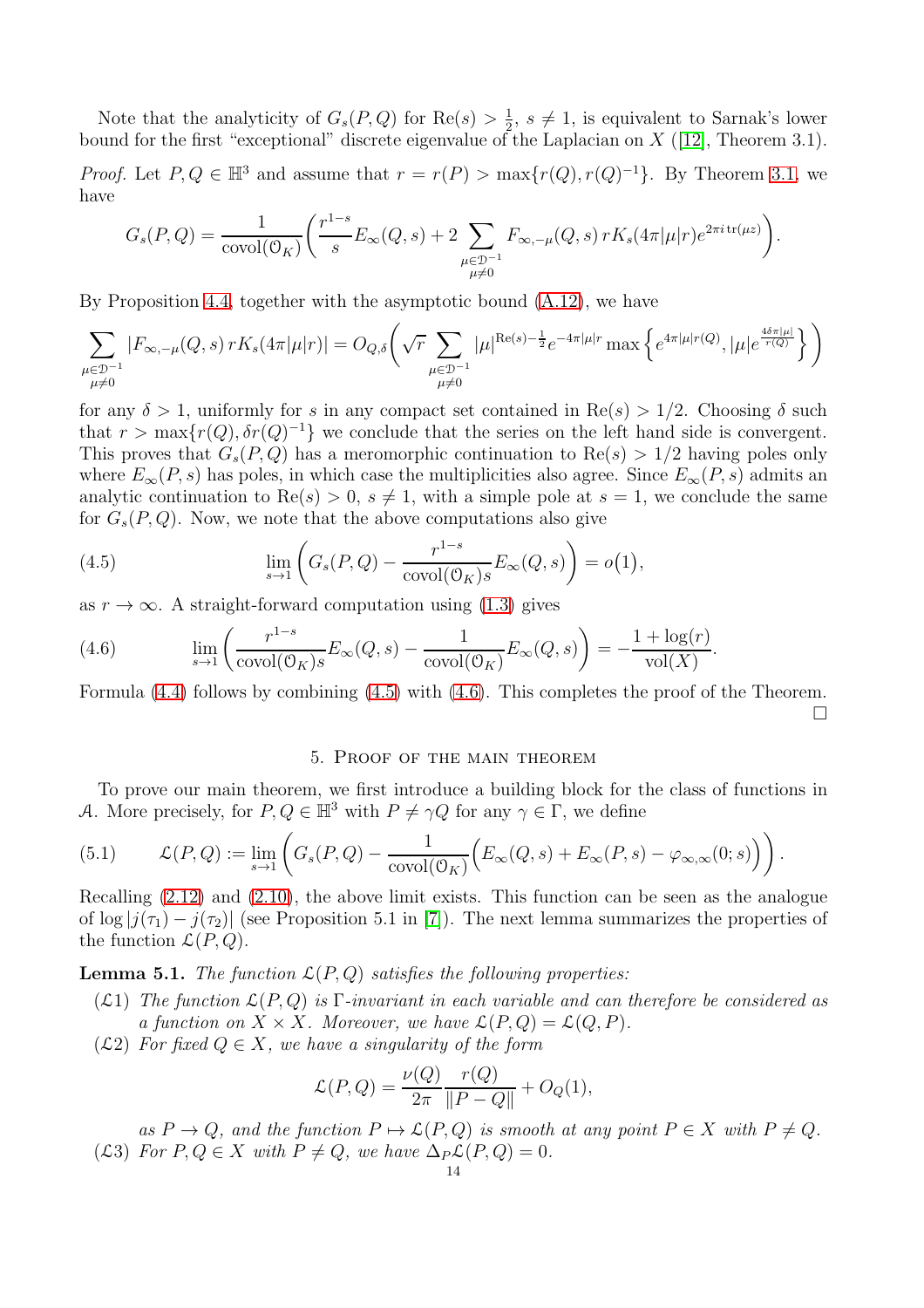Note that the analyticity of $G_s(P,Q)$ for $\mathrm{Re}(s) > \frac{1}{2}$, $s \neq 1$, is equivalent to Sarnak's lower bound for the first "exceptional" discrete eigenvalue of the Laplacian on $X$ ([12], Theorem 3.1).

*Proof.* Let $P, Q \in \mathbb{H}^3$ and assume that $r = r(P) > \max\{r(Q), r(Q)^{-1}\}$. By Theorem 3.1, we have

$$G_s(P,Q) = \frac{1}{\mathrm{covol}(\mathcal{O}_K)}\left(\frac{r^{1-s}}{s}E_\infty(Q,s) + 2\sum_{\substack{\mu\in\mathfrak{D}^{-1}\\ \mu\neq 0}} F_{\infty,-\mu}(Q,s)\, rK_s(4\pi|\mu|r)e^{2\pi i\,\mathrm{tr}(\mu z)}\right).$$

By Proposition 4.4, together with the asymptotic bound (A.12), we have

$$\sum_{\substack{\mu\in\mathfrak{D}^{-1}\\ \mu\neq 0}} |F_{\infty,-\mu}(Q,s)\, rK_s(4\pi|\mu|r)| = O_{Q,\delta}\left(\sqrt{r}\sum_{\substack{\mu\in\mathfrak{D}^{-1}\\ \mu\neq 0}} |\mu|^{\mathrm{Re}(s)-\frac{1}{2}}e^{-4\pi|\mu|r}\max\left\{e^{4\pi|\mu|r(Q)}, |\mu|e^{\frac{4\delta\pi|\mu|}{r(Q)}}\right\}\right)$$

for any $\delta > 1$, uniformly for $s$ in any compact set contained in $\mathrm{Re}(s) > 1/2$. Choosing $\delta$ such that $r > \max\{r(Q), \delta r(Q)^{-1}\}$ we conclude that the series on the left hand side is convergent. This proves that $G_s(P,Q)$ has a meromorphic continuation to $\mathrm{Re}(s) > 1/2$ having poles only where $E_\infty(P,s)$ has poles, in which case the multiplicities also agree. Since $E_\infty(P,s)$ admits an analytic continuation to $\mathrm{Re}(s) > 0$, $s \neq 1$, with a simple pole at $s = 1$, we conclude the same for $G_s(P,Q)$. Now, we note that the above computations also give

$$\lim_{s\to 1}\left(G_s(P,Q) - \frac{r^{1-s}}{\mathrm{covol}(\mathcal{O}_K)s}E_\infty(Q,s)\right) = o\big(1\big), \tag{4.5}$$

as $r \to \infty$. A straight-forward computation using (1.3) gives

$$\lim_{s\to 1}\left(\frac{r^{1-s}}{\mathrm{covol}(\mathcal{O}_K)s}E_\infty(Q,s) - \frac{1}{\mathrm{covol}(\mathcal{O}_K)}E_\infty(Q,s)\right) = -\frac{1+\log(r)}{\mathrm{vol}(X)}. \tag{4.6}$$

Formula (4.4) follows by combining (4.5) with (4.6). This completes the proof of the Theorem. $\square$

## 5. Proof of the main theorem

To prove our main theorem, we first introduce a building block for the class of functions in $\mathcal{A}$. More precisely, for $P, Q \in \mathbb{H}^3$ with $P \neq \gamma Q$ for any $\gamma \in \Gamma$, we define

$$\mathcal{L}(P,Q) := \lim_{s\to 1}\left(G_s(P,Q) - \frac{1}{\mathrm{covol}(\mathcal{O}_K)}\Big(E_\infty(Q,s) + E_\infty(P,s) - \varphi_{\infty,\infty}(0;s)\Big)\right). \tag{5.1}$$

Recalling (2.12) and (2.10), the above limit exists. This function can be seen as the analogue of $\log|j(\tau_1) - j(\tau_2)|$ (see Proposition 5.1 in [7]). The next lemma summarizes the properties of the function $\mathcal{L}(P,Q)$.

**Lemma 5.1.** *The function $\mathcal{L}(P,Q)$ satisfies the following properties:*

- ($\mathcal{L}1$) *The function $\mathcal{L}(P,Q)$ is $\Gamma$-invariant in each variable and can therefore be considered as a function on $X \times X$. Moreover, we have $\mathcal{L}(P,Q) = \mathcal{L}(Q,P)$.*
- ($\mathcal{L}2$) *For fixed $Q \in X$, we have a singularity of the form*
$$\mathcal{L}(P,Q) = \frac{\nu(Q)}{2\pi}\frac{r(Q)}{\|P-Q\|} + O_Q(1),$$
*as $P \to Q$, and the function $P \mapsto \mathcal{L}(P,Q)$ is smooth at any point $P \in X$ with $P \neq Q$.*
- ($\mathcal{L}3$) *For $P, Q \in X$ with $P \neq Q$, we have $\Delta_P\mathcal{L}(P,Q) = 0$.*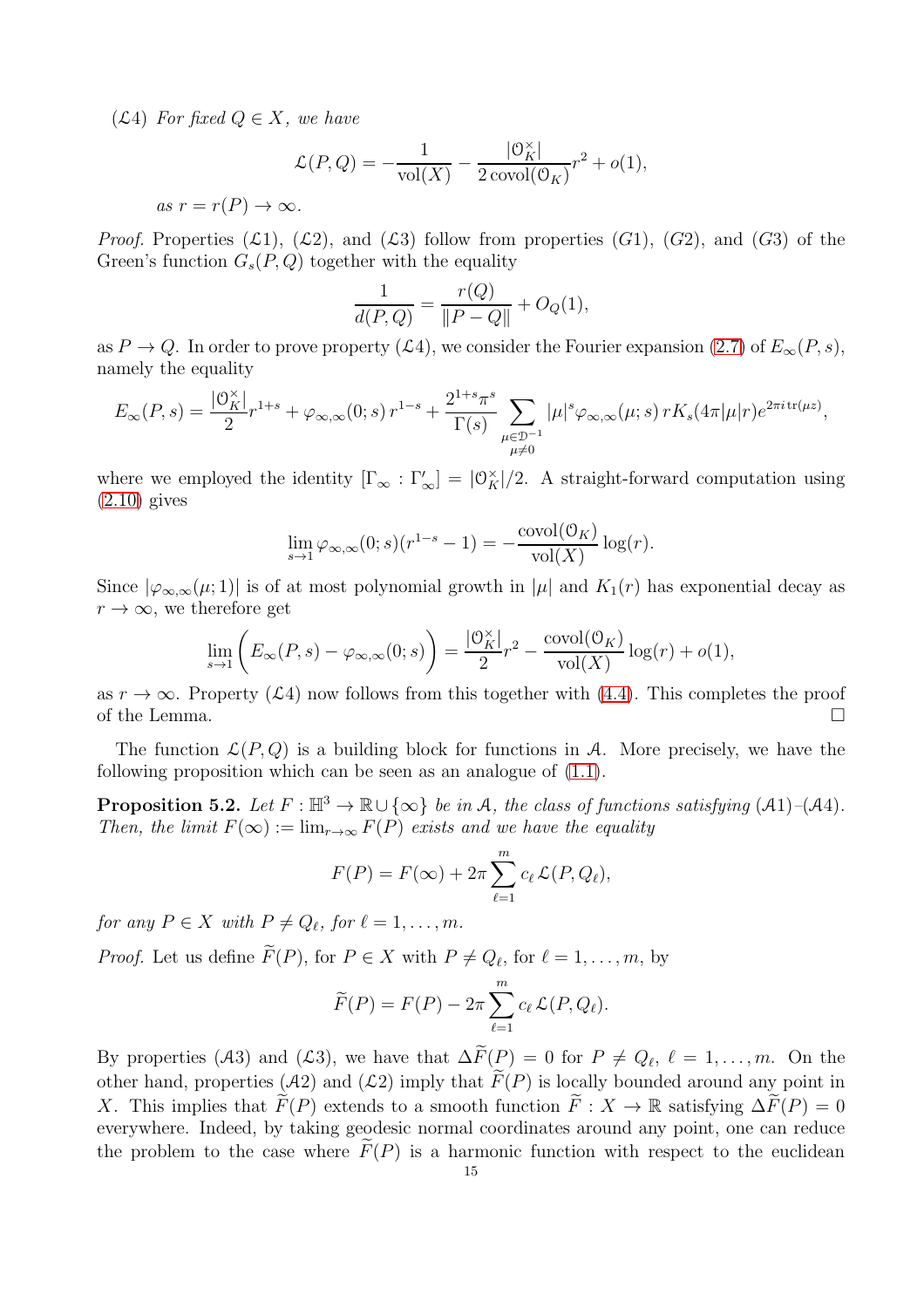($\mathcal{L}4$) *For fixed $Q \in X$, we have*

$$\mathcal{L}(P,Q) = -\frac{1}{\mathrm{vol}(X)} - \frac{|\mathcal{O}_K^\times|}{2\,\mathrm{covol}(\mathcal{O}_K)} r^2 + o(1),$$

*as $r = r(P) \to \infty$.*

*Proof.* Properties ($\mathcal{L}1$), ($\mathcal{L}2$), and ($\mathcal{L}3$) follow from properties ($G1$), ($G2$), and ($G3$) of the Green's function $G_s(P,Q)$ together with the equality

$$\frac{1}{d(P,Q)} = \frac{r(Q)}{\|P-Q\|} + O_Q(1),$$

as $P \to Q$. In order to prove property ($\mathcal{L}4$), we consider the Fourier expansion (2.7) of $E_\infty(P,s)$, namely the equality

$$E_\infty(P,s) = \frac{|\mathcal{O}_K^\times|}{2} r^{1+s} + \varphi_{\infty,\infty}(0;s)\, r^{1-s} + \frac{2^{1+s}\pi^s}{\Gamma(s)} \sum_{\substack{\mu \in \mathcal{D}^{-1} \\ \mu \neq 0}} |\mu|^s \varphi_{\infty,\infty}(\mu;s)\, r K_s(4\pi|\mu|r) e^{2\pi i\,\mathrm{tr}(\mu z)},$$

where we employed the identity $[\Gamma_\infty : \Gamma'_\infty] = |\mathcal{O}_K^\times|/2$. A straight-forward computation using (2.10) gives

$$\lim_{s\to 1} \varphi_{\infty,\infty}(0;s)(r^{1-s}-1) = -\frac{\mathrm{covol}(\mathcal{O}_K)}{\mathrm{vol}(X)} \log(r).$$

Since $|\varphi_{\infty,\infty}(\mu;1)|$ is of at most polynomial growth in $|\mu|$ and $K_1(r)$ has exponential decay as $r \to \infty$, we therefore get

$$\lim_{s\to 1}\bigg( E_\infty(P,s) - \varphi_{\infty,\infty}(0;s) \bigg) = \frac{|\mathcal{O}_K^\times|}{2} r^2 - \frac{\mathrm{covol}(\mathcal{O}_K)}{\mathrm{vol}(X)} \log(r) + o(1),$$

as $r \to \infty$. Property ($\mathcal{L}4$) now follows from this together with (4.4). This completes the proof of the Lemma. $\square$

The function $\mathcal{L}(P,Q)$ is a building block for functions in $\mathcal{A}$. More precisely, we have the following proposition which can be seen as an analogue of (1.1).

**Proposition 5.2.** *Let $F : \mathbb{H}^3 \to \mathbb{R} \cup \{\infty\}$ be in $\mathcal{A}$, the class of functions satisfying ($\mathcal{A}1$)–($\mathcal{A}4$). Then, the limit $F(\infty) := \lim_{r\to\infty} F(P)$ exists and we have the equality*

$$F(P) = F(\infty) + 2\pi \sum_{\ell=1}^{m} c_\ell\, \mathcal{L}(P, Q_\ell),$$

*for any $P \in X$ with $P \neq Q_\ell$, for $\ell = 1, \ldots, m$.*

*Proof.* Let us define $\widetilde{F}(P)$, for $P \in X$ with $P \neq Q_\ell$, for $\ell = 1, \ldots, m$, by

$$\widetilde{F}(P) = F(P) - 2\pi \sum_{\ell=1}^{m} c_\ell\, \mathcal{L}(P, Q_\ell).$$

By properties ($\mathcal{A}3$) and ($\mathcal{L}3$), we have that $\Delta \widetilde{F}(P) = 0$ for $P \neq Q_\ell$, $\ell = 1, \ldots, m$. On the other hand, properties ($\mathcal{A}2$) and ($\mathcal{L}2$) imply that $\widetilde{F}(P)$ is locally bounded around any point in $X$. This implies that $\widetilde{F}(P)$ extends to a smooth function $\widetilde{F} : X \to \mathbb{R}$ satisfying $\Delta \widetilde{F}(P) = 0$ everywhere. Indeed, by taking geodesic normal coordinates around any point, one can reduce the problem to the case where $\widetilde{F}(P)$ is a harmonic function with respect to the euclidean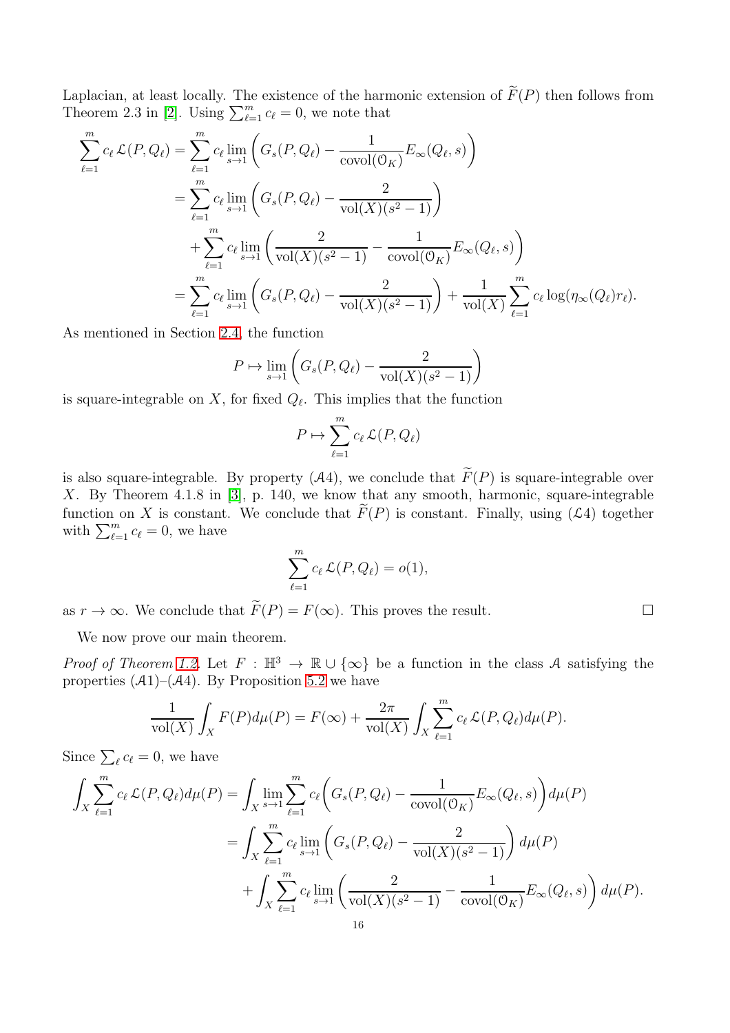Laplacian, at least locally. The existence of the harmonic extension of $\widetilde{F}(P)$ then follows from Theorem 2.3 in [2]. Using $\sum_{\ell=1}^m c_\ell = 0$, we note that

$$\begin{aligned}
\sum_{\ell=1}^m c_\ell \, \mathcal{L}(P, Q_\ell) &= \sum_{\ell=1}^m c_\ell \lim_{s\to 1}\left(G_s(P,Q_\ell) - \frac{1}{\operatorname{covol}(\mathcal{O}_K)} E_\infty(Q_\ell, s)\right) \\
&= \sum_{\ell=1}^m c_\ell \lim_{s\to 1}\left(G_s(P,Q_\ell) - \frac{2}{\operatorname{vol}(X)(s^2-1)}\right) \\
&\quad + \sum_{\ell=1}^m c_\ell \lim_{s\to 1}\left(\frac{2}{\operatorname{vol}(X)(s^2-1)} - \frac{1}{\operatorname{covol}(\mathcal{O}_K)} E_\infty(Q_\ell, s)\right) \\
&= \sum_{\ell=1}^m c_\ell \lim_{s\to 1}\left(G_s(P,Q_\ell) - \frac{2}{\operatorname{vol}(X)(s^2-1)}\right) + \frac{1}{\operatorname{vol}(X)} \sum_{\ell=1}^m c_\ell \log(\eta_\infty(Q_\ell) r_\ell).
\end{aligned}$$

As mentioned in Section 2.4, the function

$$P \mapsto \lim_{s\to 1}\left(G_s(P,Q_\ell) - \frac{2}{\operatorname{vol}(X)(s^2-1)}\right)$$

is square-integrable on $X$, for fixed $Q_\ell$. This implies that the function

$$P \mapsto \sum_{\ell=1}^m c_\ell \, \mathcal{L}(P, Q_\ell)$$

is also square-integrable. By property ($\mathcal{A}4$), we conclude that $\widetilde{F}(P)$ is square-integrable over $X$. By Theorem 4.1.8 in [3], p. 140, we know that any smooth, harmonic, square-integrable function on $X$ is constant. We conclude that $\widetilde{F}(P)$ is constant. Finally, using ($\mathcal{L}4$) together with $\sum_{\ell=1}^m c_\ell = 0$, we have

$$\sum_{\ell=1}^m c_\ell \, \mathcal{L}(P, Q_\ell) = o(1),$$

as $r \to \infty$. We conclude that $\widetilde{F}(P) = F(\infty)$. This proves the result. □

We now prove our main theorem.

*Proof of Theorem 1.2.* Let $F : \mathbb{H}^3 \to \mathbb{R} \cup \{\infty\}$ be a function in the class $\mathcal{A}$ satisfying the properties ($\mathcal{A}1$)–($\mathcal{A}4$). By Proposition 5.2 we have

$$\frac{1}{\operatorname{vol}(X)} \int_X F(P) d\mu(P) = F(\infty) + \frac{2\pi}{\operatorname{vol}(X)} \int_X \sum_{\ell=1}^m c_\ell \, \mathcal{L}(P, Q_\ell) d\mu(P).$$

Since $\sum_\ell c_\ell = 0$, we have

$$\begin{aligned}
\int_X \sum_{\ell=1}^m c_\ell \, \mathcal{L}(P, Q_\ell) d\mu(P) &= \int_X \lim_{s\to 1} \sum_{\ell=1}^m c_\ell \Big(G_s(P,Q_\ell) - \frac{1}{\operatorname{covol}(\mathcal{O}_K)} E_\infty(Q_\ell, s)\Big) d\mu(P) \\
&= \int_X \sum_{\ell=1}^m c_\ell \lim_{s\to 1}\left(G_s(P,Q_\ell) - \frac{2}{\operatorname{vol}(X)(s^2-1)}\right) d\mu(P) \\
&\quad + \int_X \sum_{\ell=1}^m c_\ell \lim_{s\to 1}\left(\frac{2}{\operatorname{vol}(X)(s^2-1)} - \frac{1}{\operatorname{covol}(\mathcal{O}_K)} E_\infty(Q_\ell, s)\right) d\mu(P).
\end{aligned}$$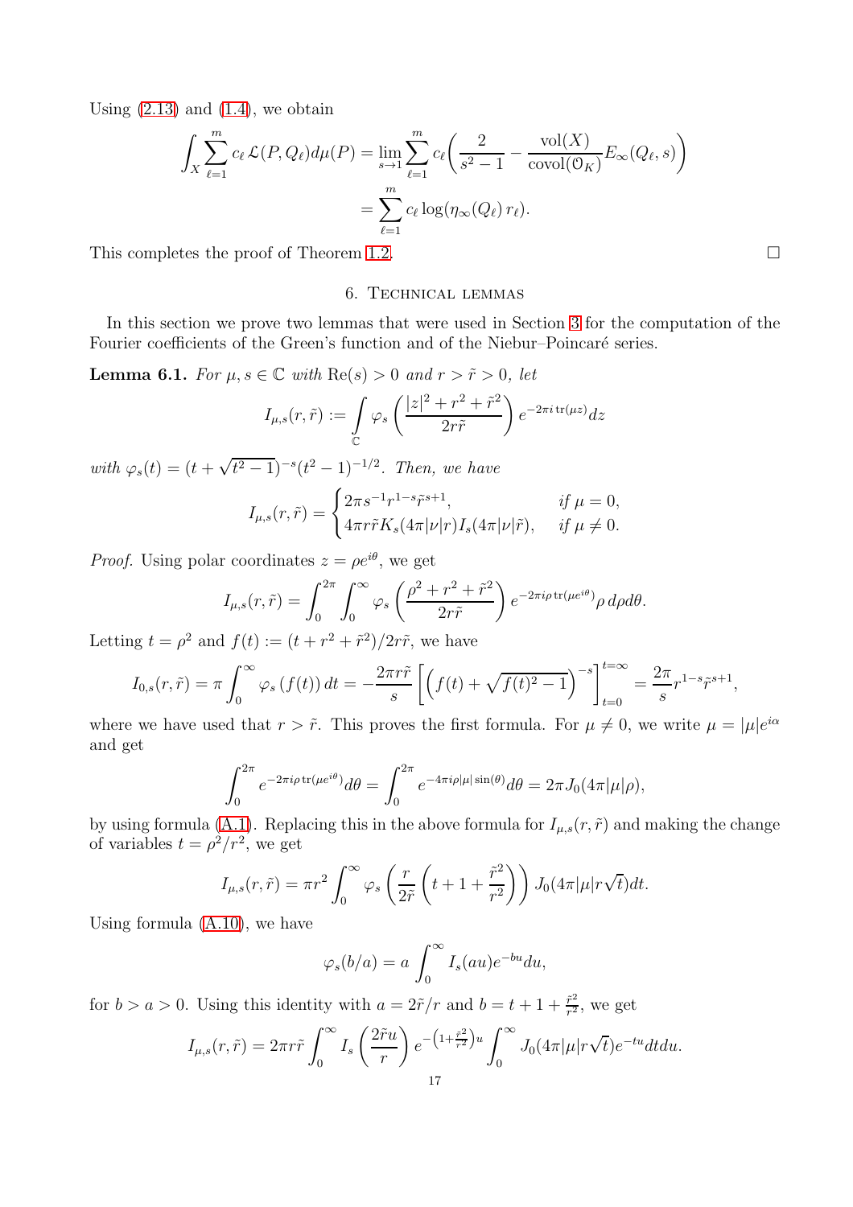Using (2.13) and (1.4), we obtain

$$\int_X \sum_{\ell=1}^m c_\ell \, \mathcal{L}(P, Q_\ell) d\mu(P) = \lim_{s\to 1} \sum_{\ell=1}^m c_\ell \bigg( \frac{2}{s^2-1} - \frac{\mathrm{vol}(X)}{\mathrm{covol}(\mathcal{O}_K)} E_\infty(Q_\ell, s) \bigg)$$
$$= \sum_{\ell=1}^m c_\ell \log(\eta_\infty(Q_\ell)\, r_\ell).$$

This completes the proof of Theorem 1.2. □

## 6. Technical lemmas

In this section we prove two lemmas that were used in Section 3 for the computation of the Fourier coefficients of the Green's function and of the Niebur–Poincaré series.

**Lemma 6.1.** *For $\mu, s \in \mathbb{C}$ with $\mathrm{Re}(s) > 0$ and $r > \tilde{r} > 0$, let*

$$I_{\mu,s}(r,\tilde{r}) := \int\limits_{\mathbb{C}} \varphi_s\left( \frac{|z|^2 + r^2 + \tilde{r}^2}{2r\tilde{r}} \right) e^{-2\pi i \, \mathrm{tr}(\mu z)} dz$$

*with $\varphi_s(t) = (t + \sqrt{t^2-1})^{-s}(t^2-1)^{-1/2}$. Then, we have*

$$I_{\mu,s}(r,\tilde{r}) = \begin{cases} 2\pi s^{-1} r^{1-s} \tilde{r}^{s+1}, & \text{if } \mu = 0, \\ 4\pi r \tilde{r} K_s(4\pi|\nu| r) I_s(4\pi|\nu|\tilde{r}), & \text{if } \mu \neq 0. \end{cases}$$

*Proof.* Using polar coordinates $z = \rho e^{i\theta}$, we get

$$I_{\mu,s}(r,\tilde{r}) = \int_0^{2\pi} \int_0^\infty \varphi_s\left( \frac{\rho^2 + r^2 + \tilde{r}^2}{2r\tilde{r}} \right) e^{-2\pi i \rho \, \mathrm{tr}(\mu e^{i\theta})} \rho \, d\rho d\theta.$$

Letting $t = \rho^2$ and $f(t) := (t + r^2 + \tilde{r}^2)/2r\tilde{r}$, we have

$$I_{0,s}(r,\tilde{r}) = \pi \int_0^\infty \varphi_s(f(t))\, dt = -\frac{2\pi r \tilde{r}}{s} \left[ \left( f(t) + \sqrt{f(t)^2 - 1} \right)^{-s} \right]_{t=0}^{t=\infty} = \frac{2\pi}{s} r^{1-s} \tilde{r}^{s+1},$$

where we have used that $r > \tilde{r}$. This proves the first formula. For $\mu \neq 0$, we write $\mu = |\mu| e^{i\alpha}$ and get

$$\int_0^{2\pi} e^{-2\pi i \rho \, \mathrm{tr}(\mu e^{i\theta})} d\theta = \int_0^{2\pi} e^{-4\pi i \rho |\mu| \sin(\theta)} d\theta = 2\pi J_0(4\pi|\mu|\rho),$$

by using formula (A.1). Replacing this in the above formula for $I_{\mu,s}(r,\tilde{r})$ and making the change of variables $t = \rho^2/r^2$, we get

$$I_{\mu,s}(r,\tilde{r}) = \pi r^2 \int_0^\infty \varphi_s\left( \frac{r}{2\tilde{r}} \left( t + 1 + \frac{\tilde{r}^2}{r^2} \right) \right) J_0(4\pi|\mu| r \sqrt{t}) dt.$$

Using formula (A.10), we have

$$\varphi_s(b/a) = a \int_0^\infty I_s(au) e^{-bu} du,$$

for $b > a > 0$. Using this identity with $a = 2\tilde{r}/r$ and $b = t + 1 + \frac{\tilde{r}^2}{r^2}$, we get

$$I_{\mu,s}(r,\tilde{r}) = 2\pi r \tilde{r} \int_0^\infty I_s\left( \frac{2\tilde{r} u}{r} \right) e^{-\left(1 + \frac{\tilde{r}^2}{r^2}\right) u} \int_0^\infty J_0(4\pi|\mu| r \sqrt{t}) e^{-tu} dt du.$$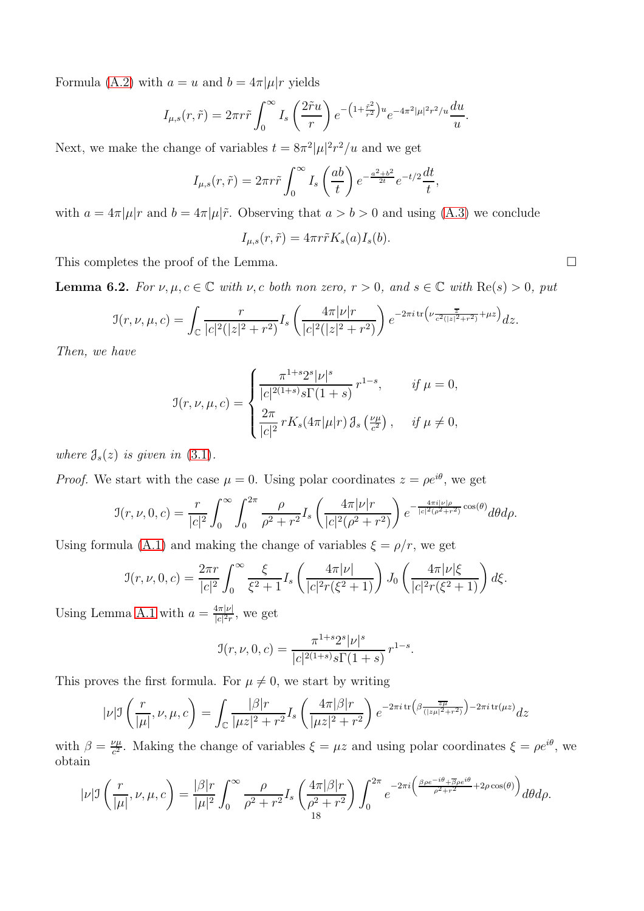Formula (A.2) with $a = u$ and $b = 4\pi|\mu|r$ yields

$$I_{\mu,s}(r,\tilde{r}) = 2\pi r\tilde{r}\int_0^\infty I_s\left(\frac{2\tilde{r}u}{r}\right)e^{-\left(1+\frac{\tilde{r}^2}{r^2}\right)u}e^{-4\pi^2|\mu|^2r^2/u}\frac{du}{u}.$$

Next, we make the change of variables $t = 8\pi^2|\mu|^2r^2/u$ and we get

$$I_{\mu,s}(r,\tilde{r}) = 2\pi r\tilde{r}\int_0^\infty I_s\left(\frac{ab}{t}\right)e^{-\frac{a^2+b^2}{2t}}e^{-t/2}\frac{dt}{t},$$

with $a = 4\pi|\mu|r$ and $b = 4\pi|\mu|\tilde{r}$. Observing that $a > b > 0$ and using (A.3) we conclude

$$I_{\mu,s}(r,\tilde{r}) = 4\pi r\tilde{r}K_s(a)I_s(b).$$

This completes the proof of the Lemma. $\square$

**Lemma 6.2.** *For $\nu, \mu, c \in \mathbb{C}$ with $\nu, c$ both non zero, $r > 0$, and $s \in \mathbb{C}$ with $\mathrm{Re}(s) > 0$, put*

$$\mathcal{I}(r,\nu,\mu,c) = \int_{\mathbb{C}} \frac{r}{|c|^2(|z|^2+r^2)}I_s\left(\frac{4\pi|\nu|r}{|c|^2(|z|^2+r^2)}\right)e^{-2\pi i\,\mathrm{tr}\left(\nu\frac{\overline{z}}{c^2(|z|^2+r^2)}+\mu z\right)}dz.$$

*Then, we have*

$$\mathcal{I}(r,\nu,\mu,c) = \begin{cases} \dfrac{\pi^{1+s}2^s|\nu|^s}{|c|^{2(1+s)}s\Gamma(1+s)}\,r^{1-s}, & \text{if } \mu = 0, \\[2ex] \dfrac{2\pi}{|c|^2}\,rK_s(4\pi|\mu|r)\,\mathcal{J}_s\left(\frac{\nu\mu}{c^2}\right), & \text{if } \mu \neq 0, \end{cases}$$

*where $\mathcal{J}_s(z)$ is given in (3.1).*

*Proof.* We start with the case $\mu = 0$. Using polar coordinates $z = \rho e^{i\theta}$, we get

$$\mathcal{I}(r,\nu,0,c) = \frac{r}{|c|^2}\int_0^\infty\int_0^{2\pi}\frac{\rho}{\rho^2+r^2}I_s\left(\frac{4\pi|\nu|r}{|c|^2(\rho^2+r^2)}\right)e^{-\frac{4\pi i|\nu|\rho}{|c|^2(\rho^2+r^2)}\cos(\theta)}d\theta d\rho.$$

Using formula (A.1) and making the change of variables $\xi = \rho/r$, we get

$$\mathcal{I}(r,\nu,0,c) = \frac{2\pi r}{|c|^2}\int_0^\infty\frac{\xi}{\xi^2+1}I_s\left(\frac{4\pi|\nu|}{|c|^2r(\xi^2+1)}\right)J_0\left(\frac{4\pi|\nu|\xi}{|c|^2r(\xi^2+1)}\right)d\xi.$$

Using Lemma A.1 with $a = \frac{4\pi|\nu|}{|c|^2r}$, we get

$$\mathcal{I}(r,\nu,0,c) = \frac{\pi^{1+s}2^s|\nu|^s}{|c|^{2(1+s)}s\Gamma(1+s)}\,r^{1-s}.$$

This proves the first formula. For $\mu \neq 0$, we start by writing

$$|\nu|\mathcal{I}\left(\frac{r}{|\mu|},\nu,\mu,c\right) = \int_{\mathbb{C}}\frac{|\beta|r}{|\mu z|^2+r^2}I_s\left(\frac{4\pi|\beta|r}{|\mu z|^2+r^2}\right)e^{-2\pi i\,\mathrm{tr}\left(\beta\frac{\overline{z\mu}}{(|z\mu|^2+r^2)}\right)-2\pi i\,\mathrm{tr}(\mu z)}dz$$

with $\beta = \frac{\nu\mu}{c^2}$. Making the change of variables $\xi = \mu z$ and using polar coordinates $\xi = \rho e^{i\theta}$, we obtain

$$|\nu|\mathcal{I}\left(\frac{r}{|\mu|},\nu,\mu,c\right) = \frac{|\beta|r}{|\mu|^2}\int_0^\infty\frac{\rho}{\rho^2+r^2}I_s\left(\frac{4\pi|\beta|r}{\rho^2+r^2}\right)\int_0^{2\pi}e^{-2\pi i\left(\frac{\beta\rho e^{-i\theta}+\overline{\beta}\rho e^{i\theta}}{\rho^2+r^2}+2\rho\cos(\theta)\right)}d\theta d\rho.$$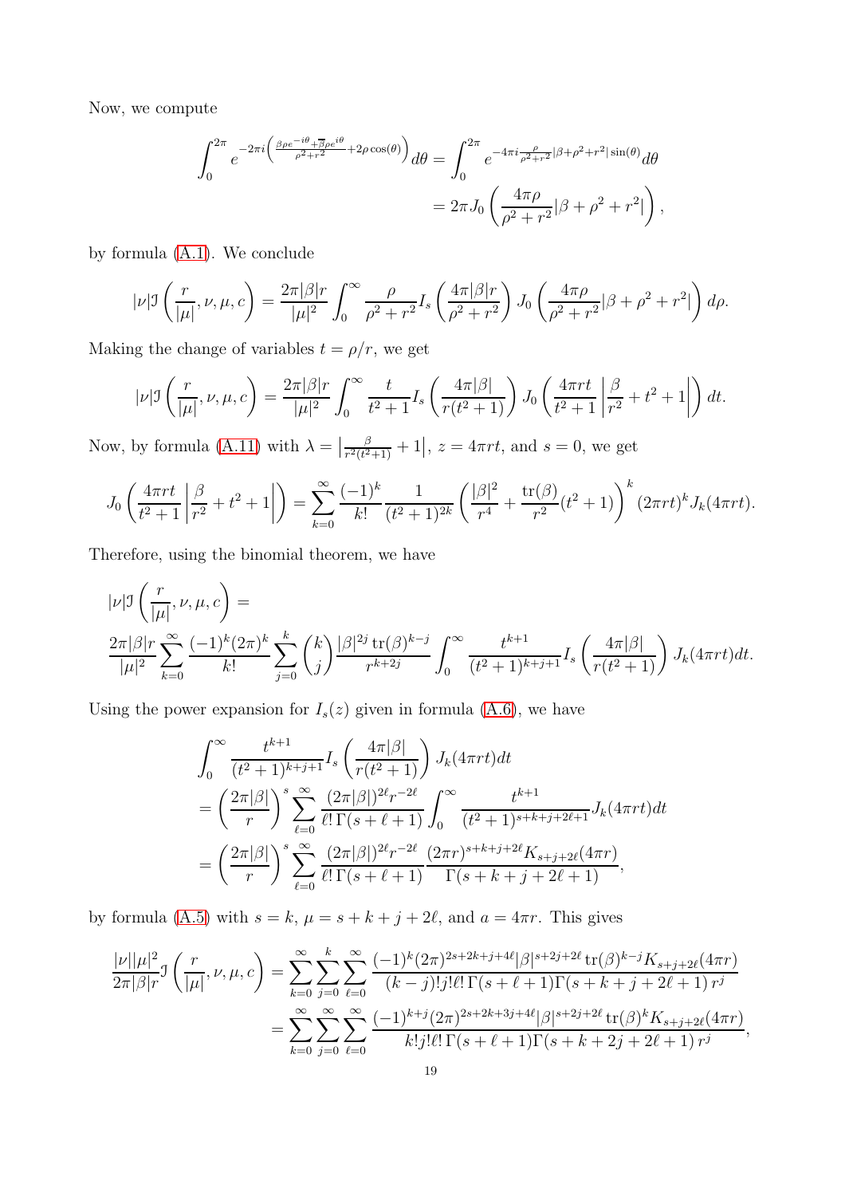Now, we compute

$$
\begin{aligned}
\int_0^{2\pi} e^{-2\pi i\left(\frac{\beta\rho e^{-i\theta}+\overline{\beta}\rho e^{i\theta}}{\rho^2+r^2}+2\rho\cos(\theta)\right)}d\theta &= \int_0^{2\pi} e^{-4\pi i\frac{\rho}{\rho^2+r^2}|\beta+\rho^2+r^2|\sin(\theta)}d\theta \\
&= 2\pi J_0\left(\frac{4\pi\rho}{\rho^2+r^2}|\beta+\rho^2+r^2|\right),
\end{aligned}
$$

by formula (A.1). We conclude

$$
|\nu|\mathfrak{I}\left(\frac{r}{|\mu|},\nu,\mu,c\right) = \frac{2\pi|\beta|r}{|\mu|^2}\int_0^\infty \frac{\rho}{\rho^2+r^2} I_s\left(\frac{4\pi|\beta|r}{\rho^2+r^2}\right) J_0\left(\frac{4\pi\rho}{\rho^2+r^2}|\beta+\rho^2+r^2|\right)d\rho.
$$

Making the change of variables $t=\rho/r$, we get

$$
|\nu|\mathfrak{I}\left(\frac{r}{|\mu|},\nu,\mu,c\right) = \frac{2\pi|\beta|r}{|\mu|^2}\int_0^\infty \frac{t}{t^2+1} I_s\left(\frac{4\pi|\beta|}{r(t^2+1)}\right) J_0\left(\frac{4\pi rt}{t^2+1}\left|\frac{\beta}{r^2}+t^2+1\right|\right)dt.
$$

Now, by formula (A.11) with $\lambda=\left|\frac{\beta}{r^2(t^2+1)}+1\right|$, $z=4\pi rt$, and $s=0$, we get

$$
J_0\left(\frac{4\pi rt}{t^2+1}\left|\frac{\beta}{r^2}+t^2+1\right|\right) = \sum_{k=0}^\infty \frac{(-1)^k}{k!}\frac{1}{(t^2+1)^{2k}}\left(\frac{|\beta|^2}{r^4}+\frac{\operatorname{tr}(\beta)}{r^2}(t^2+1)\right)^k(2\pi rt)^k J_k(4\pi rt).
$$

Therefore, using the binomial theorem, we have

$$
|\nu|\mathfrak{I}\left(\frac{r}{|\mu|},\nu,\mu,c\right) =
$$

$$
\frac{2\pi|\beta|r}{|\mu|^2}\sum_{k=0}^\infty \frac{(-1)^k(2\pi)^k}{k!}\sum_{j=0}^k\binom{k}{j}\frac{|\beta|^{2j}\operatorname{tr}(\beta)^{k-j}}{r^{k+2j}}\int_0^\infty \frac{t^{k+1}}{(t^2+1)^{k+j+1}} I_s\left(\frac{4\pi|\beta|}{r(t^2+1)}\right)J_k(4\pi rt)dt.
$$

Using the power expansion for $I_s(z)$ given in formula (A.6), we have

$$
\begin{aligned}
&\int_0^\infty \frac{t^{k+1}}{(t^2+1)^{k+j+1}} I_s\left(\frac{4\pi|\beta|}{r(t^2+1)}\right)J_k(4\pi rt)dt \\
&= \left(\frac{2\pi|\beta|}{r}\right)^s\sum_{\ell=0}^\infty \frac{(2\pi|\beta|)^{2\ell}r^{-2\ell}}{\ell!\,\Gamma(s+\ell+1)}\int_0^\infty \frac{t^{k+1}}{(t^2+1)^{s+k+j+2\ell+1}}J_k(4\pi rt)dt \\
&= \left(\frac{2\pi|\beta|}{r}\right)^s\sum_{\ell=0}^\infty \frac{(2\pi|\beta|)^{2\ell}r^{-2\ell}}{\ell!\,\Gamma(s+\ell+1)}\frac{(2\pi r)^{s+k+j+2\ell}K_{s+j+2\ell}(4\pi r)}{\Gamma(s+k+j+2\ell+1)},
\end{aligned}
$$

by formula (A.5) with $s=k$, $\mu=s+k+j+2\ell$, and $a=4\pi r$. This gives

$$
\begin{aligned}
\frac{|\nu||\mu|^2}{2\pi|\beta|r}\mathfrak{I}\left(\frac{r}{|\mu|},\nu,\mu,c\right) &= \sum_{k=0}^\infty\sum_{j=0}^k\sum_{\ell=0}^\infty \frac{(-1)^k(2\pi)^{2s+2k+j+4\ell}|\beta|^{s+2j+2\ell}\operatorname{tr}(\beta)^{k-j}K_{s+j+2\ell}(4\pi r)}{(k-j)!j!\ell!\,\Gamma(s+\ell+1)\Gamma(s+k+j+2\ell+1)\,r^j} \\
&= \sum_{k=0}^\infty\sum_{j=0}^\infty\sum_{\ell=0}^\infty \frac{(-1)^{k+j}(2\pi)^{2s+2k+3j+4\ell}|\beta|^{s+2j+2\ell}\operatorname{tr}(\beta)^k K_{s+j+2\ell}(4\pi r)}{k!j!\ell!\,\Gamma(s+\ell+1)\Gamma(s+k+2j+2\ell+1)\,r^j},
\end{aligned}
$$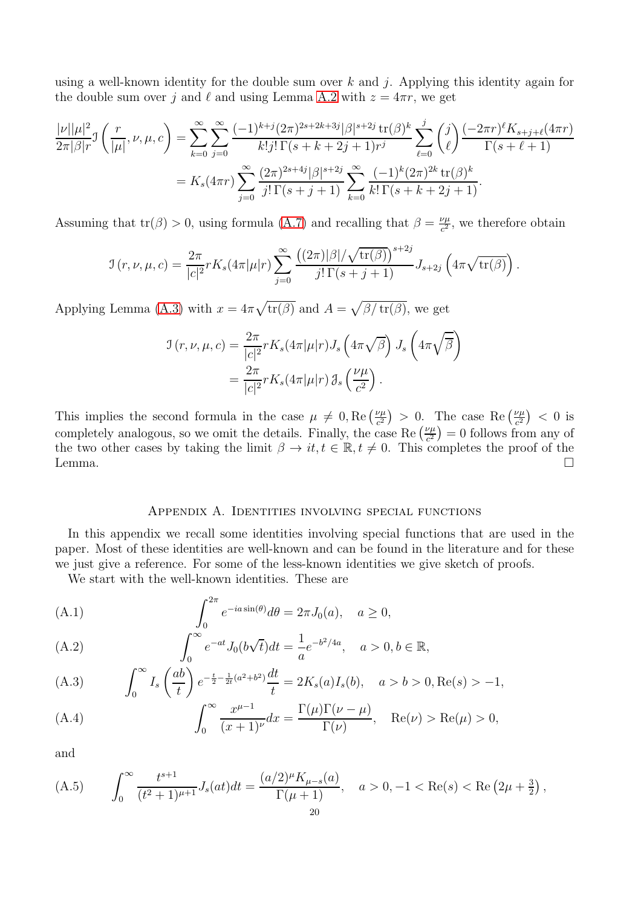using a well-known identity for the double sum over $k$ and $j$. Applying this identity again for the double sum over $j$ and $\ell$ and using Lemma A.2 with $z = 4\pi r$, we get

$$\begin{aligned}
\frac{|\nu||\mu|^2}{2\pi|\beta|r}\mathcal{I}\left(\frac{r}{|\mu|},\nu,\mu,c\right) &= \sum_{k=0}^{\infty}\sum_{j=0}^{\infty}\frac{(-1)^{k+j}(2\pi)^{2s+2k+3j}|\beta|^{s+2j}\operatorname{tr}(\beta)^k}{k!j!\,\Gamma(s+k+2j+1)r^j}\sum_{\ell=0}^{j}\binom{j}{\ell}\frac{(-2\pi r)^{\ell}K_{s+j+\ell}(4\pi r)}{\Gamma(s+\ell+1)} \\
&= K_s(4\pi r)\sum_{j=0}^{\infty}\frac{(2\pi)^{2s+4j}|\beta|^{s+2j}}{j!\,\Gamma(s+j+1)}\sum_{k=0}^{\infty}\frac{(-1)^k(2\pi)^{2k}\operatorname{tr}(\beta)^k}{k!\,\Gamma(s+k+2j+1)}.
\end{aligned}$$

Assuming that $\operatorname{tr}(\beta) > 0$, using formula (A.7) and recalling that $\beta = \frac{\nu\mu}{c^2}$, we therefore obtain

$$\mathcal{I}\left(r,\nu,\mu,c\right) = \frac{2\pi}{|c|^2}rK_s(4\pi|\mu|r)\sum_{j=0}^{\infty}\frac{\left((2\pi)|\beta|/\sqrt{\operatorname{tr}(\beta)}\right)^{s+2j}}{j!\,\Gamma(s+j+1)}J_{s+2j}\left(4\pi\sqrt{\operatorname{tr}(\beta)}\right).$$

Applying Lemma (A.3) with $x = 4\pi\sqrt{\operatorname{tr}(\beta)}$ and $A = \sqrt{\beta/\operatorname{tr}(\beta)}$, we get

$$\begin{aligned}
\mathcal{I}\left(r,\nu,\mu,c\right) &= \frac{2\pi}{|c|^2}rK_s(4\pi|\mu|r)J_s\left(4\pi\sqrt{\beta}\right)J_s\left(4\pi\sqrt{\overline{\beta}}\right) \\
&= \frac{2\pi}{|c|^2}rK_s(4\pi|\mu|r)\,\mathcal{J}_s\left(\frac{\nu\mu}{c^2}\right).
\end{aligned}$$

This implies the second formula in the case $\mu \neq 0, \operatorname{Re}\left(\frac{\nu\mu}{c^2}\right) > 0$. The case $\operatorname{Re}\left(\frac{\nu\mu}{c^2}\right) < 0$ is completely analogous, so we omit the details. Finally, the case $\operatorname{Re}\left(\frac{\nu\mu}{c^2}\right) = 0$ follows from any of the two other cases by taking the limit $\beta \to it, t \in \mathbb{R}, t \neq 0$. This completes the proof of the Lemma. $\square$

## Appendix A. Identities involving special functions

In this appendix we recall some identities involving special functions that are used in the paper. Most of these identities are well-known and can be found in the literature and for these we just give a reference. For some of the less-known identities we give sketch of proofs.

We start with the well-known identities. These are

$$\int_0^{2\pi} e^{-ia\sin(\theta)}d\theta = 2\pi J_0(a), \quad a \geq 0, \tag{A.1}$$

$$\int_0^{\infty} e^{-at}J_0(b\sqrt{t})dt = \frac{1}{a}e^{-b^2/4a}, \quad a > 0, b \in \mathbb{R}, \tag{A.2}$$

$$\int_0^{\infty} I_s\left(\frac{ab}{t}\right)e^{-\frac{t}{2}-\frac{1}{2t}(a^2+b^2)}\frac{dt}{t} = 2K_s(a)I_s(b), \quad a > b > 0, \operatorname{Re}(s) > -1, \tag{A.3}$$

$$\int_0^{\infty}\frac{x^{\mu-1}}{(x+1)^{\nu}}dx = \frac{\Gamma(\mu)\Gamma(\nu-\mu)}{\Gamma(\nu)}, \quad \operatorname{Re}(\nu) > \operatorname{Re}(\mu) > 0, \tag{A.4}$$

and

$$\int_0^{\infty}\frac{t^{s+1}}{(t^2+1)^{\mu+1}}J_s(at)dt = \frac{(a/2)^{\mu}K_{\mu-s}(a)}{\Gamma(\mu+1)}, \quad a > 0, -1 < \operatorname{Re}(s) < \operatorname{Re}\left(2\mu+\tfrac{3}{2}\right), \tag{A.5}$$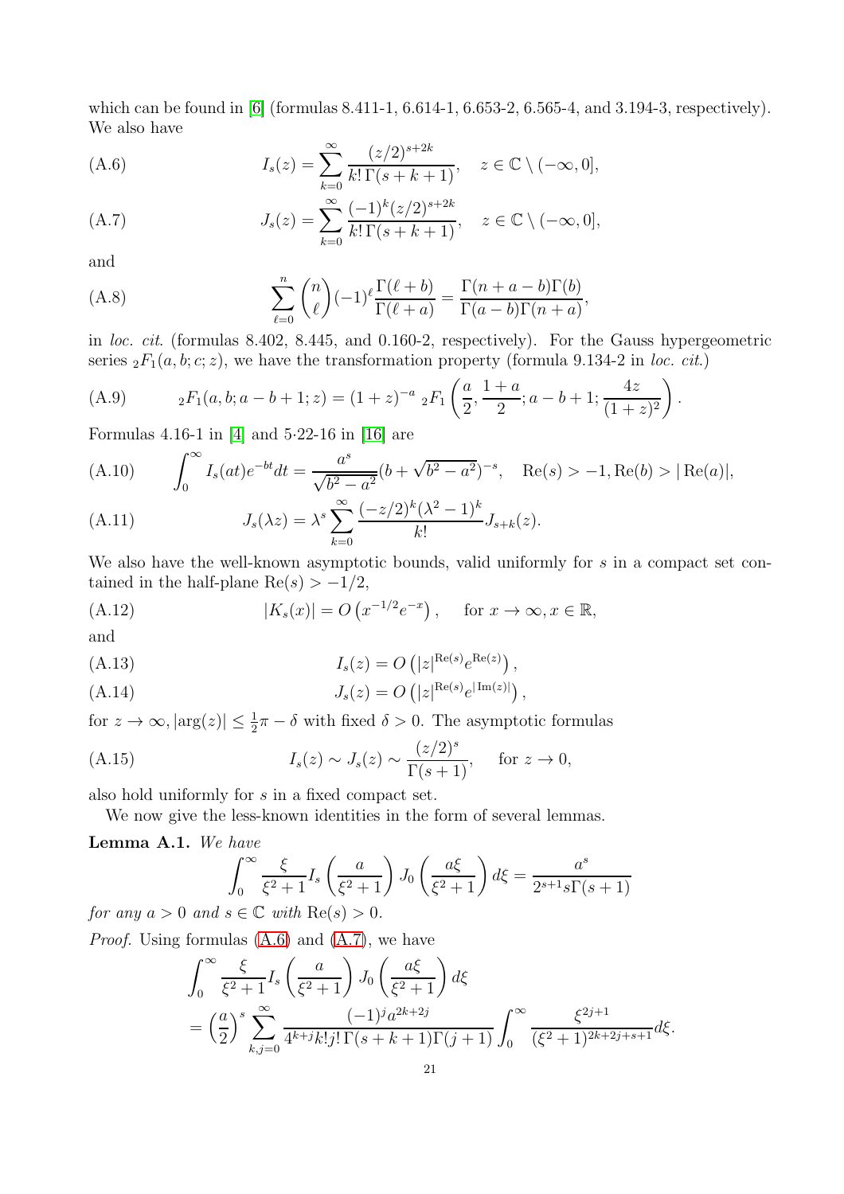which can be found in [6] (formulas 8.411-1, 6.614-1, 6.653-2, 6.565-4, and 3.194-3, respectively). We also have

$$I_s(z) = \sum_{k=0}^{\infty} \frac{(z/2)^{s+2k}}{k!\,\Gamma(s+k+1)}, \quad z \in \mathbb{C} \setminus (-\infty, 0], \tag{A.6}$$

$$J_s(z) = \sum_{k=0}^{\infty} \frac{(-1)^k (z/2)^{s+2k}}{k!\,\Gamma(s+k+1)}, \quad z \in \mathbb{C} \setminus (-\infty, 0], \tag{A.7}$$

and

$$\sum_{\ell=0}^{n} \binom{n}{\ell} (-1)^\ell \frac{\Gamma(\ell+b)}{\Gamma(\ell+a)} = \frac{\Gamma(n+a-b)\Gamma(b)}{\Gamma(a-b)\Gamma(n+a)}, \tag{A.8}$$

in *loc. cit.* (formulas 8.402, 8.445, and 0.160-2, respectively). For the Gauss hypergeometric series ${}_2F_1(a,b;c;z)$, we have the transformation property (formula 9.134-2 in *loc. cit.*)

$${}_2F_1(a,b;a-b+1;z) = (1+z)^{-a}\ {}_2F_1\left(\frac{a}{2}, \frac{1+a}{2}; a-b+1; \frac{4z}{(1+z)^2}\right). \tag{A.9}$$

Formulas 4.16-1 in [4] and 5·22-16 in [16] are

$$\int_0^\infty I_s(at) e^{-bt} dt = \frac{a^s}{\sqrt{b^2-a^2}}(b+\sqrt{b^2-a^2})^{-s}, \quad \mathrm{Re}(s) > -1, \mathrm{Re}(b) > |\,\mathrm{Re}(a)|, \tag{A.10}$$

$$J_s(\lambda z) = \lambda^s \sum_{k=0}^{\infty} \frac{(-z/2)^k (\lambda^2-1)^k}{k!} J_{s+k}(z). \tag{A.11}$$

We also have the well-known asymptotic bounds, valid uniformly for $s$ in a compact set contained in the half-plane $\mathrm{Re}(s) > -1/2$,

$$|K_s(x)| = O\left(x^{-1/2} e^{-x}\right), \quad \text{for } x \to \infty, x \in \mathbb{R}, \tag{A.12}$$

and

$$I_s(z) = O\left(|z|^{\mathrm{Re}(s)} e^{\mathrm{Re}(z)}\right), \tag{A.13}$$

$$J_s(z) = O\left(|z|^{\mathrm{Re}(s)} e^{|\,\mathrm{Im}(z)|}\right), \tag{A.14}$$

for $z \to \infty, |\arg(z)| \le \frac{1}{2}\pi - \delta$ with fixed $\delta > 0$. The asymptotic formulas

$$I_s(z) \sim J_s(z) \sim \frac{(z/2)^s}{\Gamma(s+1)}, \quad \text{for } z \to 0, \tag{A.15}$$

also hold uniformly for $s$ in a fixed compact set.

We now give the less-known identities in the form of several lemmas.

**Lemma A.1.** *We have*

$$\int_0^\infty \frac{\xi}{\xi^2+1} I_s\left(\frac{a}{\xi^2+1}\right) J_0\left(\frac{a\xi}{\xi^2+1}\right) d\xi = \frac{a^s}{2^{s+1} s \Gamma(s+1)}$$

*for any $a > 0$ and $s \in \mathbb{C}$ with $\mathrm{Re}(s) > 0$.*

*Proof.* Using formulas (A.6) and (A.7), we have

$$\int_0^\infty \frac{\xi}{\xi^2+1} I_s\left(\frac{a}{\xi^2+1}\right) J_0\left(\frac{a\xi}{\xi^2+1}\right) d\xi$$
$$= \left(\frac{a}{2}\right)^s \sum_{k,j=0}^{\infty} \frac{(-1)^j a^{2k+2j}}{4^{k+j} k! j!\,\Gamma(s+k+1)\Gamma(j+1)} \int_0^\infty \frac{\xi^{2j+1}}{(\xi^2+1)^{2k+2j+s+1}} d\xi.$$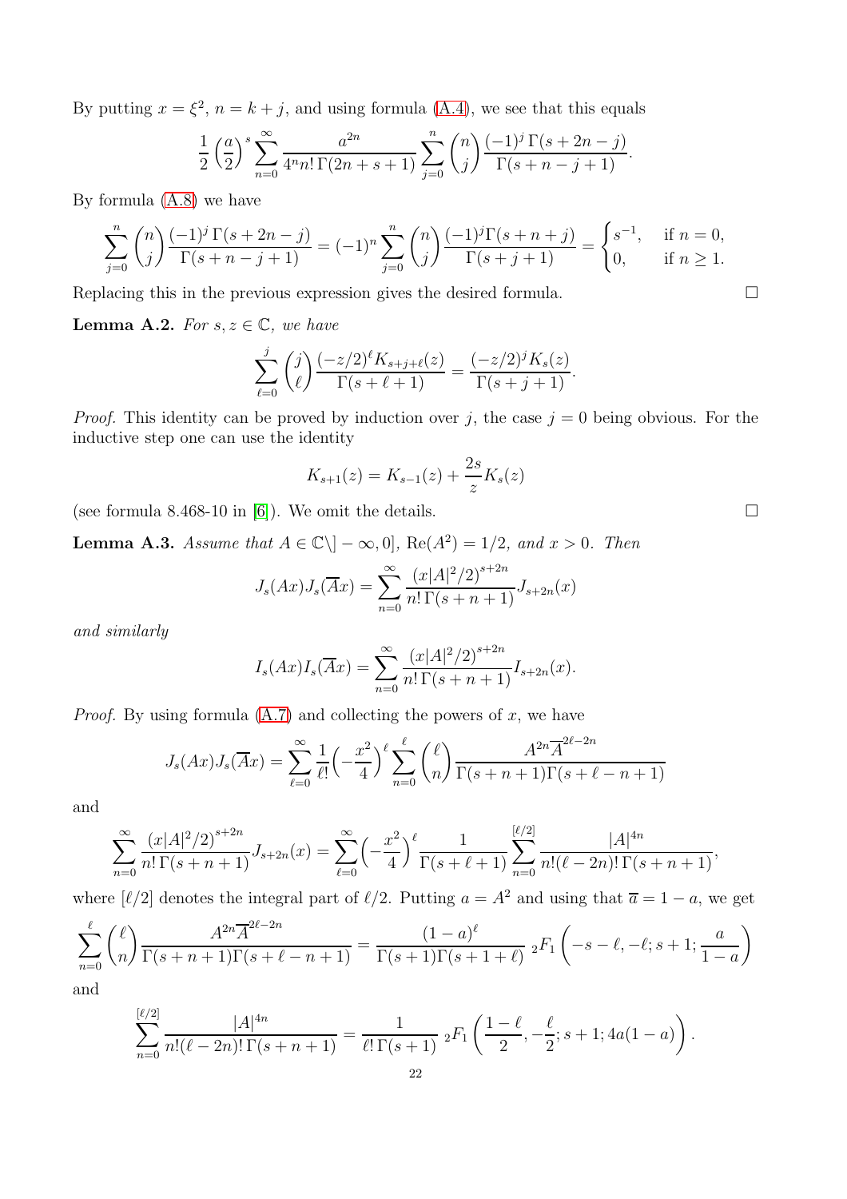By putting $x = \xi^2$, $n = k + j$, and using formula (A.4), we see that this equals

$$\frac{1}{2}\left(\frac{a}{2}\right)^s \sum_{n=0}^{\infty} \frac{a^{2n}}{4^n n!\, \Gamma(2n+s+1)} \sum_{j=0}^{n} \binom{n}{j} \frac{(-1)^j\, \Gamma(s+2n-j)}{\Gamma(s+n-j+1)}.$$

By formula (A.8) we have

$$\sum_{j=0}^{n} \binom{n}{j} \frac{(-1)^j\, \Gamma(s+2n-j)}{\Gamma(s+n-j+1)} = (-1)^n \sum_{j=0}^{n} \binom{n}{j} \frac{(-1)^j \Gamma(s+n+j)}{\Gamma(s+j+1)} = \begin{cases} s^{-1}, & \text{if } n = 0, \\ 0, & \text{if } n \geq 1. \end{cases}$$

Replacing this in the previous expression gives the desired formula. $\square$

**Lemma A.2.** *For $s, z \in \mathbb{C}$, we have*

$$\sum_{\ell=0}^{j} \binom{j}{\ell} \frac{(-z/2)^\ell K_{s+j+\ell}(z)}{\Gamma(s+\ell+1)} = \frac{(-z/2)^j K_s(z)}{\Gamma(s+j+1)}.$$

*Proof.* This identity can be proved by induction over $j$, the case $j = 0$ being obvious. For the inductive step one can use the identity

$$K_{s+1}(z) = K_{s-1}(z) + \frac{2s}{z} K_s(z)$$

(see formula 8.468-10 in [6]). We omit the details. $\square$

**Lemma A.3.** *Assume that $A \in \mathbb{C} \backslash ]-\infty, 0]$, $\mathrm{Re}(A^2) = 1/2$, and $x > 0$. Then*

$$J_s(Ax) J_s(\overline{A}x) = \sum_{n=0}^{\infty} \frac{(x|A|^2/2)^{s+2n}}{n!\, \Gamma(s+n+1)} J_{s+2n}(x)$$

*and similarly*

$$I_s(Ax) I_s(\overline{A}x) = \sum_{n=0}^{\infty} \frac{(x|A|^2/2)^{s+2n}}{n!\, \Gamma(s+n+1)} I_{s+2n}(x).$$

*Proof.* By using formula (A.7) and collecting the powers of $x$, we have

$$J_s(Ax) J_s(\overline{A}x) = \sum_{\ell=0}^{\infty} \frac{1}{\ell!} \Big(-\frac{x^2}{4}\Big)^\ell \sum_{n=0}^{\ell} \binom{\ell}{n} \frac{A^{2n} \overline{A}^{2\ell-2n}}{\Gamma(s+n+1)\Gamma(s+\ell-n+1)}$$

and

$$\sum_{n=0}^{\infty} \frac{(x|A|^2/2)^{s+2n}}{n!\, \Gamma(s+n+1)} J_{s+2n}(x) = \sum_{\ell=0}^{\infty} \Big(-\frac{x^2}{4}\Big)^\ell \frac{1}{\Gamma(s+\ell+1)} \sum_{n=0}^{[\ell/2]} \frac{|A|^{4n}}{n! (\ell-2n)!\, \Gamma(s+n+1)},$$

where $[\ell/2]$ denotes the integral part of $\ell/2$. Putting $a = A^2$ and using that $\overline{a} = 1 - a$, we get

$$\sum_{n=0}^{\ell} \binom{\ell}{n} \frac{A^{2n} \overline{A}^{2\ell-2n}}{\Gamma(s+n+1)\Gamma(s+\ell-n+1)} = \frac{(1-a)^\ell}{\Gamma(s+1)\Gamma(s+1+\ell)}\ {}_2F_1\left(-s-\ell, -\ell; s+1; \frac{a}{1-a}\right)$$

and

$$\sum_{n=0}^{[\ell/2]} \frac{|A|^{4n}}{n! (\ell-2n)!\, \Gamma(s+n+1)} = \frac{1}{\ell!\, \Gamma(s+1)}\ {}_2F_1\left(\frac{1-\ell}{2}, -\frac{\ell}{2}; s+1; 4a(1-a)\right).$$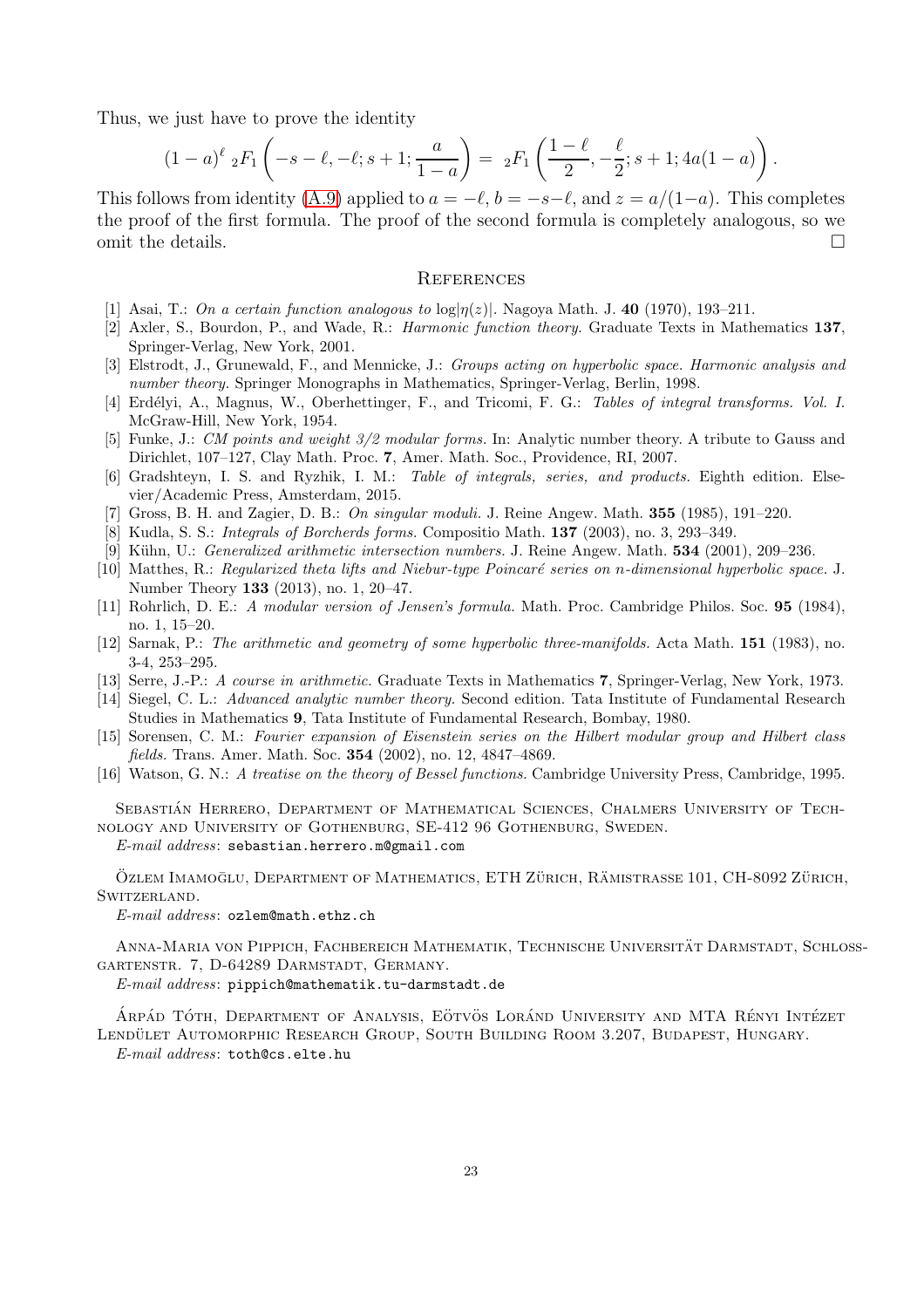Thus, we just have to prove the identity

$$(1-a)^{\ell}\ {}_2F_1\left(-s-\ell,-\ell;s+1;\frac{a}{1-a}\right) = {}_2F_1\left(\frac{1-\ell}{2},-\frac{\ell}{2};s+1;4a(1-a)\right).$$

This follows from identity (A.9) applied to $a=-\ell$, $b=-s-\ell$, and $z=a/(1-a)$. This completes the proof of the first formula. The proof of the second formula is completely analogous, so we omit the details. □

## References

[1] Asai, T.: *On a certain function analogous to* $\log|\eta(z)|$. Nagoya Math. J. **40** (1970), 193–211.

[2] Axler, S., Bourdon, P., and Wade, R.: *Harmonic function theory.* Graduate Texts in Mathematics **137**, Springer-Verlag, New York, 2001.

[3] Elstrodt, J., Grunewald, F., and Mennicke, J.: *Groups acting on hyperbolic space. Harmonic analysis and number theory.* Springer Monographs in Mathematics, Springer-Verlag, Berlin, 1998.

[4] Erdélyi, A., Magnus, W., Oberhettinger, F., and Tricomi, F. G.: *Tables of integral transforms. Vol. I.* McGraw-Hill, New York, 1954.

[5] Funke, J.: *CM points and weight 3/2 modular forms.* In: Analytic number theory. A tribute to Gauss and Dirichlet, 107–127, Clay Math. Proc. **7**, Amer. Math. Soc., Providence, RI, 2007.

[6] Gradshteyn, I. S. and Ryzhik, I. M.: *Table of integrals, series, and products.* Eighth edition. Elsevier/Academic Press, Amsterdam, 2015.

[7] Gross, B. H. and Zagier, D. B.: *On singular moduli.* J. Reine Angew. Math. **355** (1985), 191–220.

[8] Kudla, S. S.: *Integrals of Borcherds forms.* Compositio Math. **137** (2003), no. 3, 293–349.

[9] Kühn, U.: *Generalized arithmetic intersection numbers.* J. Reine Angew. Math. **534** (2001), 209–236.

[10] Matthes, R.: *Regularized theta lifts and Niebur-type Poincaré series on n-dimensional hyperbolic space.* J. Number Theory **133** (2013), no. 1, 20–47.

[11] Rohrlich, D. E.: *A modular version of Jensen's formula.* Math. Proc. Cambridge Philos. Soc. **95** (1984), no. 1, 15–20.

[12] Sarnak, P.: *The arithmetic and geometry of some hyperbolic three-manifolds.* Acta Math. **151** (1983), no. 3-4, 253–295.

[13] Serre, J.-P.: *A course in arithmetic.* Graduate Texts in Mathematics **7**, Springer-Verlag, New York, 1973.

[14] Siegel, C. L.: *Advanced analytic number theory.* Second edition. Tata Institute of Fundamental Research Studies in Mathematics **9**, Tata Institute of Fundamental Research, Bombay, 1980.

[15] Sorensen, C. M.: *Fourier expansion of Eisenstein series on the Hilbert modular group and Hilbert class fields.* Trans. Amer. Math. Soc. **354** (2002), no. 12, 4847–4869.

[16] Watson, G. N.: *A treatise on the theory of Bessel functions.* Cambridge University Press, Cambridge, 1995.

Sebastián Herrero, Department of Mathematical Sciences, Chalmers University of Technology and University of Gothenburg, SE-412 96 Gothenburg, Sweden.
*E-mail address*: sebastian.herrero.m@gmail.com

Özlem Imamoḡlu, Department of Mathematics, ETH Zürich, Rämistrasse 101, CH-8092 Zürich, Switzerland.
*E-mail address*: ozlem@math.ethz.ch

Anna-Maria von Pippich, Fachbereich Mathematik, Technische Universität Darmstadt, Schlossgartenstr. 7, D-64289 Darmstadt, Germany.
*E-mail address*: pippich@mathematik.tu-darmstadt.de

Árpád Tóth, Department of Analysis, Eötvös Loránd University and MTA Rényi Intézet Lendület Automorphic Research Group, South Building Room 3.207, Budapest, Hungary.
*E-mail address*: toth@cs.elte.hu